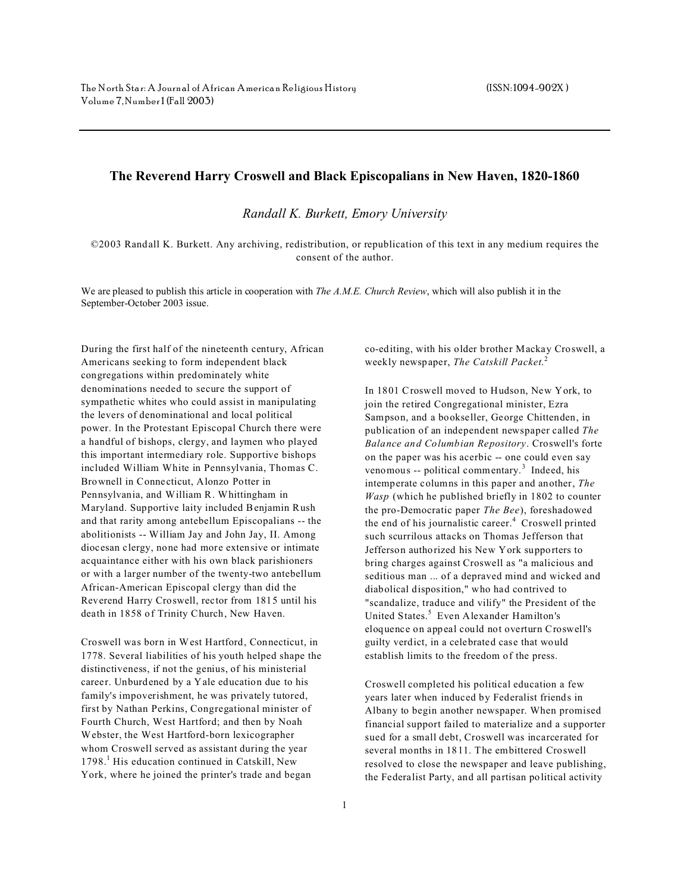# The Reverend Harry Croswell and Black Episcopalians in New Haven, 1820-1860

*Randall K. Burkett, Emory University*

©2003 Randall K. Burkett. Any archiving, redistribution, or republication of this text in any medium requires the consent of the author.

We are pleased to publish this article in cooperation with *The A.M.E. Church Review*, which will also publish it in the September-October 2003 issue.

During the first half of the nineteenth century, African Americans seeking to form independent black congregations within predominately white denominations needed to secure the support of sympathetic whites who could assist in manipulating the levers of denominational and local political power. In the Protestant Episcopal Church there were a handful of bishops, clergy, and laymen who played this important intermediary role. Supportive bishops included William White in Pennsylvania, Thomas C. Brownell in Connecticut, Alonzo Potter in Pennsylvania, and William R. Whittingham in Maryland. Supportive laity included Benjamin Rush and that rarity among antebellum Episcopalians -- the abolitionists -- William Jay and John Jay, II. Among diocesan clergy, none had more extensive or intimate acquaintance either with his own black parishioners or with a larger number of the twenty-two antebellum African-American Episcopal clergy than did the Reverend Harry Croswell, rector from 1815 until his death in 1858 of Trinity Church, New Haven.

Croswell was born in West Hartford, Connecticut, in 1778. Several liabilities of his youth helped shape the distinctiveness, if not the genius, of his ministerial career. Unburdened by a Yale education due to his family's impoverishment, he was privately tutored, first by Nathan Perkins, Congregational minister of Fourth Church, West Hartford; and then by Noah Webster, the West Hartford-born lexicographer whom Croswell served as assistant during the year 1798.[1] His education continued in Catskill, New York, where he joined the printer's trade and began co-editing, with his older brother Mackay Croswell, a weekly newspaper, *The Catskill Packet*.[2]

In 1801 Croswell moved to Hudson, New York, to join the retired Congregational minister, Ezra Sampson, and a bookseller, George Chittenden, in publication of an independent newspaper called *The Balance and Columbian Repository*. Croswell's forte on the paper was his acerbic -- one could even say venomous -- political commentary.[3] Indeed, his intemperate columns in this paper and another, *The Wasp* (which he published briefly in 1802 to counter the pro-Democratic paper *The Bee*), foreshadowed the end of his journalistic career.[4] Croswell printed such scurrilous attacks on Thomas Jefferson that Jefferson authorized his New York supporters to bring charges against Croswell as "a malicious and seditious man ... of a depraved mind and wicked and diabolical disposition," who had contrived to "scandalize, traduce and vilify" the President of the United States.[5] Even Alexander Hamilton's eloquence on appeal could not overturn Croswell's guilty verdict, in a celebrated case that would establish limits to the freedom of the press.

Croswell completed his political education a few years later when induced by Federalist friends in Albany to begin another newspaper. When promised financial support failed to materialize and a supporter sued for a small debt, Croswell was incarcerated for several months in 1811. The embittered Croswell resolved to close the newspaper and leave publishing, the Federalist Party, and all partisan political activity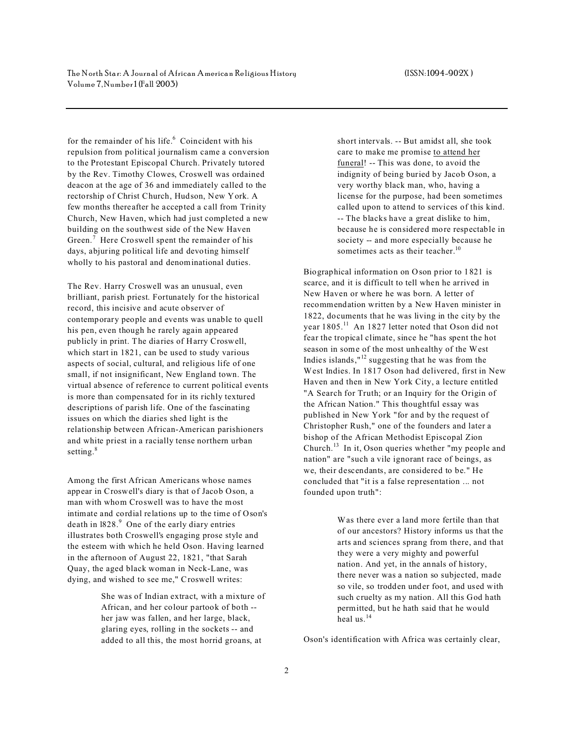for the remainder of his life.[6] Coincident with his repulsion from political journalism came a conversion to the Protestant Episcopal Church. Privately tutored by the Rev. Timothy Clowes, Croswell was ordained deacon at the age of 36 and immediately called to the rectorship of Christ Church, Hudson, New York. A few months thereafter he accepted a call from Trinity Church, New Haven, which had just completed a new building on the southwest side of the New Haven Green.[7] Here Croswell spent the remainder of his days, abjuring political life and devoting himself wholly to his pastoral and denominational duties.

The Rev. Harry Croswell was an unusual, even brilliant, parish priest. Fortunately for the historical record, this incisive and acute observer of contemporary people and events was unable to quell his pen, even though he rarely again appeared publicly in print. The diaries of Harry Croswell, which start in 1821, can be used to study various aspects of social, cultural, and religious life of one small, if not insignificant, New England town. The virtual absence of reference to current political events is more than compensated for in its richly textured descriptions of parish life. One of the fascinating issues on which the diaries shed light is the relationship between African-American parishioners and white priest in a racially tense northern urban setting.[8]

Among the first African Americans whose names appear in Croswell's diary is that of Jacob Oson, a man with whom Croswell was to have the most intimate and cordial relations up to the time of Oson's death in l828.[9] One of the early diary entries illustrates both Croswell's engaging prose style and the esteem with which he held Oson. Having learned in the afternoon of August 22, 1821, "that Sarah Quay, the aged black woman in Neck-Lane, was dying, and wished to see me," Croswell writes:

> She was of Indian extract, with a mixture of African, and her colour partook of both -- her jaw was fallen, and her large, black, glaring eyes, rolling in the sockets -- and added to all this, the most horrid groans, at short intervals. -- But amidst all, she took care to make me promise to attend her funeral! -- This was done, to avoid the indignity of being buried by Jacob Oson, a very worthy black man, who, having a license for the purpose, had been sometimes called upon to attend to services of this kind. -- The blacks have a great dislike to him, because he is considered more respectable in society -- and more especially because he sometimes acts as their teacher.[10]

Biographical information on Oson prior to 1821 is scarce, and it is difficult to tell when he arrived in New Haven or where he was born. A letter of recommendation written by a New Haven minister in 1822, documents that he was living in the city by the year 1805.[11] An 1827 letter noted that Oson did not fear the tropical climate, since he "has spent the hot season in some of the most unhealthy of the West Indies islands,"[12] suggesting that he was from the West Indies. In 1817 Oson had delivered, first in New Haven and then in New York City, a lecture entitled "A Search for Truth; or an Inquiry for the Origin of the African Nation." This thoughtful essay was published in New York "for and by the request of Christopher Rush," one of the founders and later a bishop of the African Methodist Episcopal Zion Church.[13] In it, Oson queries whether "my people and nation" are "such a vile ignorant race of beings, as we, their descendants, are considered to be." He concluded that "it is a false representation ... not founded upon truth":

> Was there ever a land more fertile than that of our ancestors? History informs us that the arts and sciences sprang from there, and that they were a very mighty and powerful nation. And yet, in the annals of history, there never was a nation so subjected, made so vile, so trodden under foot, and used with such cruelty as my nation. All this God hath permitted, but he hath said that he would heal us.[14]

Oson's identification with Africa was certainly clear,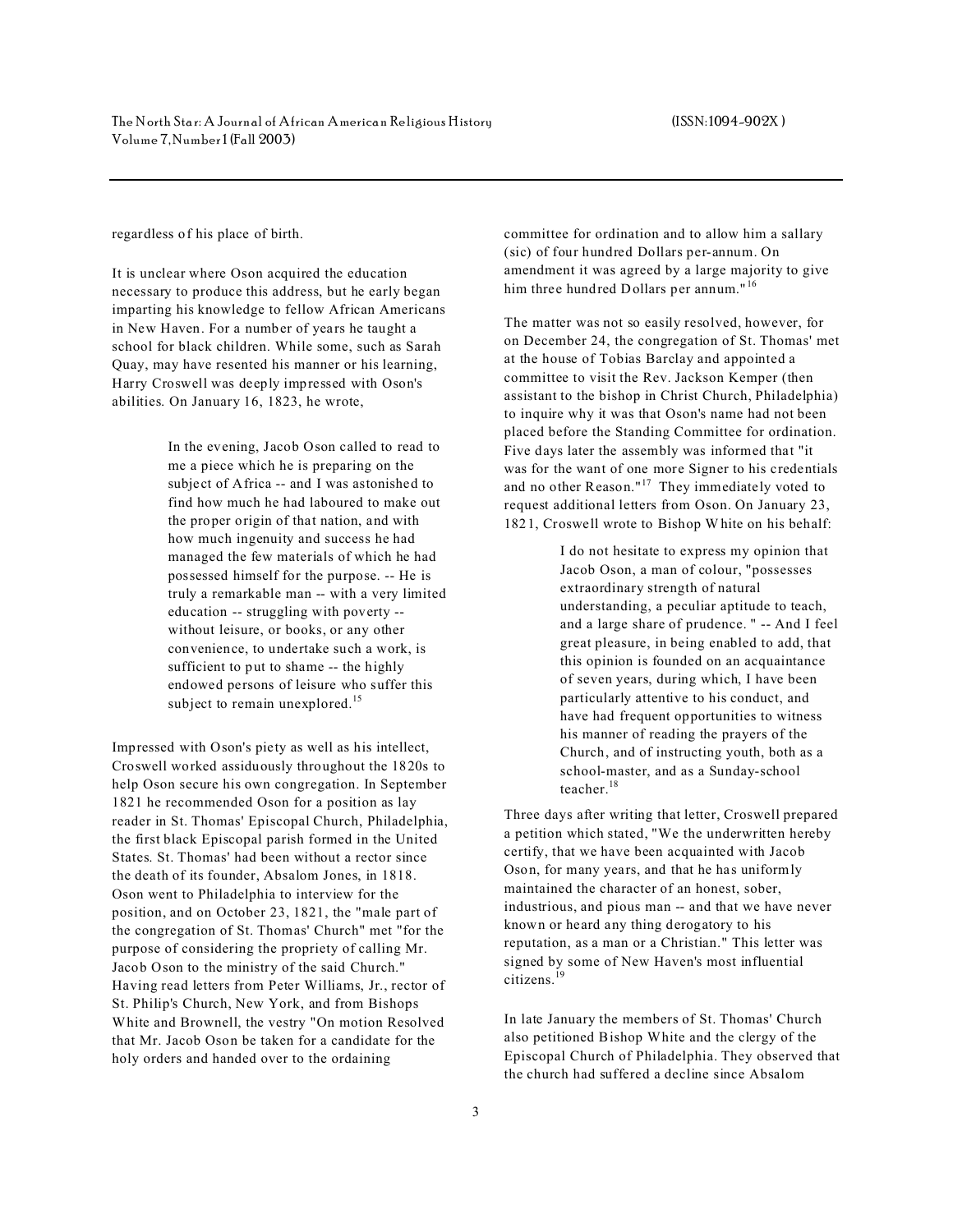regardless of his place of birth.

It is unclear where Oson acquired the education necessary to produce this address, but he early began imparting his knowledge to fellow African Americans in New Haven. For a number of years he taught a school for black children. While some, such as Sarah Quay, may have resented his manner or his learning, Harry Croswell was deeply impressed with Oson's abilities. On January 16, 1823, he wrote,

> In the evening, Jacob Oson called to read to me a piece which he is preparing on the subject of Africa -- and I was astonished to find how much he had laboured to make out the proper origin of that nation, and with how much ingenuity and success he had managed the few materials of which he had possessed himself for the purpose. -- He is truly a remarkable man -- with a very limited education -- struggling with poverty -- without leisure, or books, or any other convenience, to undertake such a work, is sufficient to put to shame -- the highly endowed persons of leisure who suffer this subject to remain unexplored.[15]

Impressed with Oson's piety as well as his intellect, Croswell worked assiduously throughout the 1820s to help Oson secure his own congregation. In September 1821 he recommended Oson for a position as lay reader in St. Thomas' Episcopal Church, Philadelphia, the first black Episcopal parish formed in the United States. St. Thomas' had been without a rector since the death of its founder, Absalom Jones, in 1818. Oson went to Philadelphia to interview for the position, and on October 23, 1821, the "male part of the congregation of St. Thomas' Church" met "for the purpose of considering the propriety of calling Mr. Jacob Oson to the ministry of the said Church." Having read letters from Peter Williams, Jr., rector of St. Philip's Church, New York, and from Bishops White and Brownell, the vestry "On motion Resolved that Mr. Jacob Oson be taken for a candidate for the holy orders and handed over to the ordaining committee for ordination and to allow him a sallary (sic) of four hundred Dollars per-annum. On amendment it was agreed by a large majority to give him three hundred Dollars per annum."[16]

The matter was not so easily resolved, however, for on December 24, the congregation of St. Thomas' met at the house of Tobias Barclay and appointed a committee to visit the Rev. Jackson Kemper (then assistant to the bishop in Christ Church, Philadelphia) to inquire why it was that Oson's name had not been placed before the Standing Committee for ordination. Five days later the assembly was informed that "it was for the want of one more Signer to his credentials and no other Reason."[17] They immediately voted to request additional letters from Oson. On January 23, 1821, Croswell wrote to Bishop White on his behalf:

> I do not hesitate to express my opinion that Jacob Oson, a man of colour, "possesses extraordinary strength of natural understanding, a peculiar aptitude to teach, and a large share of prudence. " -- And I feel great pleasure, in being enabled to add, that this opinion is founded on an acquaintance of seven years, during which, I have been particularly attentive to his conduct, and have had frequent opportunities to witness his manner of reading the prayers of the Church, and of instructing youth, both as a school-master, and as a Sunday-school teacher.[18]

Three days after writing that letter, Croswell prepared a petition which stated, "We the underwritten hereby certify, that we have been acquainted with Jacob Oson, for many years, and that he has uniformly maintained the character of an honest, sober, industrious, and pious man -- and that we have never known or heard any thing derogatory to his reputation, as a man or a Christian." This letter was signed by some of New Haven's most influential citizens.[19]

In late January the members of St. Thomas' Church also petitioned Bishop White and the clergy of the Episcopal Church of Philadelphia. They observed that the church had suffered a decline since Absalom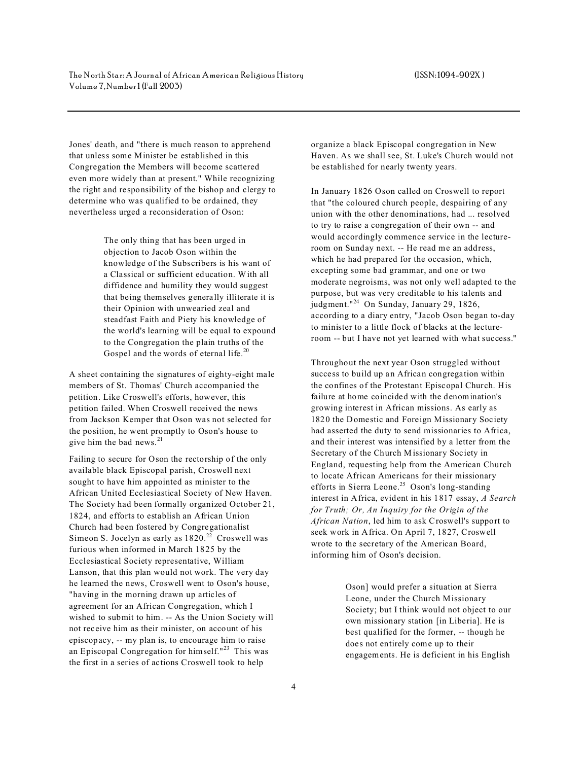Jones' death, and "there is much reason to apprehend that unless some Minister be established in this Congregation the Members will become scattered even more widely than at present." While recognizing the right and responsibility of the bishop and clergy to determine who was qualified to be ordained, they nevertheless urged a reconsideration of Oson:

> The only thing that has been urged in objection to Jacob Oson within the knowledge of the Subscribers is his want of a Classical or sufficient education. With all diffidence and humility they would suggest that being themselves generally illiterate it is their Opinion with unwearied zeal and steadfast Faith and Piety his knowledge of the world's learning will be equal to expound to the Congregation the plain truths of the Gospel and the words of eternal life.[20]

A sheet containing the signatures of eighty-eight male members of St. Thomas' Church accompanied the petition. Like Croswell's efforts, however, this petition failed. When Croswell received the news from Jackson Kemper that Oson was not selected for the position, he went promptly to Oson's house to give him the bad news.[21]

Failing to secure for Oson the rectorship of the only available black Episcopal parish, Croswell next sought to have him appointed as minister to the African United Ecclesiastical Society of New Haven. The Society had been formally organized October 21, 1824, and efforts to establish an African Union Church had been fostered by Congregationalist Simeon S. Jocelyn as early as 1820.[22] Croswell was furious when informed in March 1825 by the Ecclesiastical Society representative, William Lanson, that this plan would not work. The very day he learned the news, Croswell went to Oson's house, "having in the morning drawn up articles of agreement for an African Congregation, which I wished to submit to him. -- As the Union Society will not receive him as their minister, on account of his episcopacy, -- my plan is, to encourage him to raise an Episcopal Congregation for himself."[23] This was the first in a series of actions Croswell took to help organize a black Episcopal congregation in New Haven. As we shall see, St. Luke's Church would not be established for nearly twenty years.

In January 1826 Oson called on Croswell to report that "the coloured church people, despairing of any union with the other denominations, had ... resolved to try to raise a congregation of their own -- and would accordingly commence service in the lecture-room on Sunday next. -- He read me an address, which he had prepared for the occasion, which, excepting some bad grammar, and one or two moderate negroisms, was not only well adapted to the purpose, but was very creditable to his talents and judgment."[24] On Sunday, January 29, 1826, according to a diary entry, "Jacob Oson began to-day to minister to a little flock of blacks at the lecture-room -- but I have not yet learned with what success."

Throughout the next year Oson struggled without success to build up an African congregation within the confines of the Protestant Episcopal Church. His failure at home coincided with the denomination's growing interest in African missions. As early as 1820 the Domestic and Foreign Missionary Society had asserted the duty to send missionaries to Africa, and their interest was intensified by a letter from the Secretary of the Church Missionary Society in England, requesting help from the American Church to locate African Americans for their missionary efforts in Sierra Leone.[25] Oson's long-standing interest in Africa, evident in his 1817 essay, *A Search for Truth; Or, An Inquiry for the Origin of the African Nation*, led him to ask Croswell's support to seek work in Africa. On April 7, 1827, Croswell wrote to the secretary of the American Board, informing him of Oson's decision.

> Oson] would prefer a situation at Sierra Leone, under the Church Missionary Society; but I think would not object to our own missionary station [in Liberia]. He is best qualified for the former, -- though he does not entirely come up to their engagements. He is deficient in his English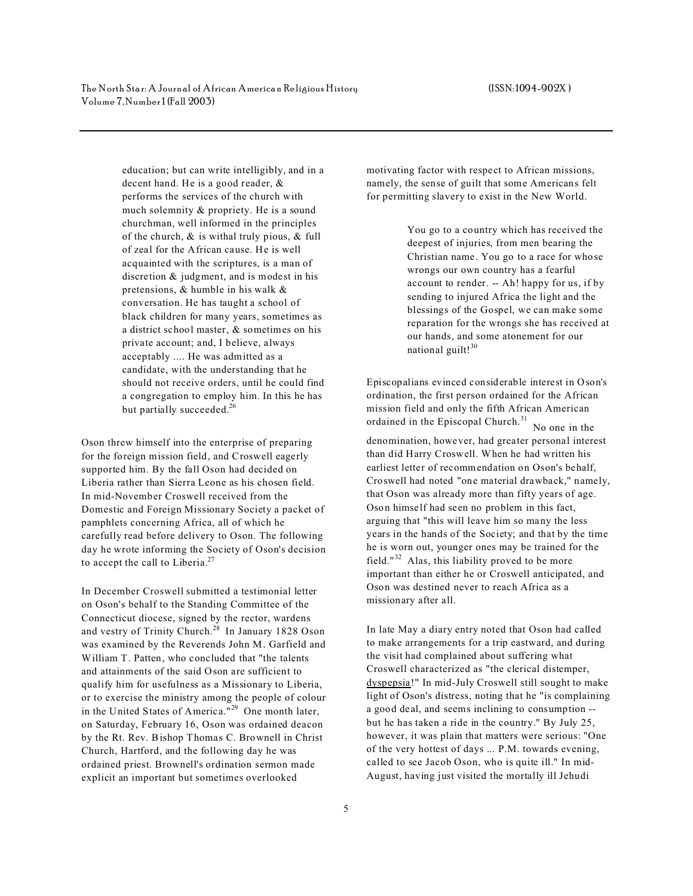> education; but can write intelligibly, and in a decent hand. He is a good reader, & performs the services of the church with much solemnity & propriety. He is a sound churchman, well informed in the principles of the church, & is withal truly pious, & full of zeal for the African cause. He is well acquainted with the scriptures, is a man of discretion & judgment, and is modest in his pretensions, & humble in his walk & conversation. He has taught a school of black children for many years, sometimes as a district school master, & sometimes on his private account; and, I believe, always acceptably .... He was admitted as a candidate, with the understanding that he should not receive orders, until he could find a congregation to employ him. In this he has but partially succeeded.[26]

Oson threw himself into the enterprise of preparing for the foreign mission field, and Croswell eagerly supported him. By the fall Oson had decided on Liberia rather than Sierra Leone as his chosen field. In mid-November Croswell received from the Domestic and Foreign Missionary Society a packet of pamphlets concerning Africa, all of which he carefully read before delivery to Oson. The following day he wrote informing the Society of Oson's decision to accept the call to Liberia.[27]

In December Croswell submitted a testimonial letter on Oson's behalf to the Standing Committee of the Connecticut diocese, signed by the rector, wardens and vestry of Trinity Church.[28] In January 1828 Oson was examined by the Reverends John M. Garfield and William T. Patten, who concluded that "the talents and attainments of the said Oson are sufficient to qualify him for usefulness as a Missionary to Liberia, or to exercise the ministry among the people of colour in the United States of America."[29] One month later, on Saturday, February 16, Oson was ordained deacon by the Rt. Rev. Bishop Thomas C. Brownell in Christ Church, Hartford, and the following day he was ordained priest. Brownell's ordination sermon made explicit an important but sometimes overlooked motivating factor with respect to African missions, namely, the sense of guilt that some Americans felt for permitting slavery to exist in the New World.

> You go to a country which has received the deepest of injuries, from men bearing the Christian name. You go to a race for whose wrongs our own country has a fearful account to render. -- Ah! happy for us, if by sending to injured Africa the light and the blessings of the Gospel, we can make some reparation for the wrongs she has received at our hands, and some atonement for our national guilt![30]

Episcopalians evinced considerable interest in Oson's ordination, the first person ordained for the African mission field and only the fifth African American ordained in the Episcopal Church.[31] No one in the denomination, however, had greater personal interest than did Harry Croswell. When he had written his earliest letter of recommendation on Oson's behalf, Croswell had noted "one material drawback," namely, that Oson was already more than fifty years of age. Oson himself had seen no problem in this fact, arguing that "this will leave him so many the less years in the hands of the Society; and that by the time he is worn out, younger ones may be trained for the field."[32] Alas, this liability proved to be more important than either he or Croswell anticipated, and Oson was destined never to reach Africa as a missionary after all.

In late May a diary entry noted that Oson had called to make arrangements for a trip eastward, and during the visit had complained about suffering what Croswell characterized as "the clerical distemper, dyspepsia!" In mid-July Croswell still sought to make light of Oson's distress, noting that he "is complaining a good deal, and seems inclining to consumption -- but he has taken a ride in the country." By July 25, however, it was plain that matters were serious: "One of the very hottest of days ... P.M. towards evening, called to see Jacob Oson, who is quite ill." In mid-August, having just visited the mortally ill Jehudi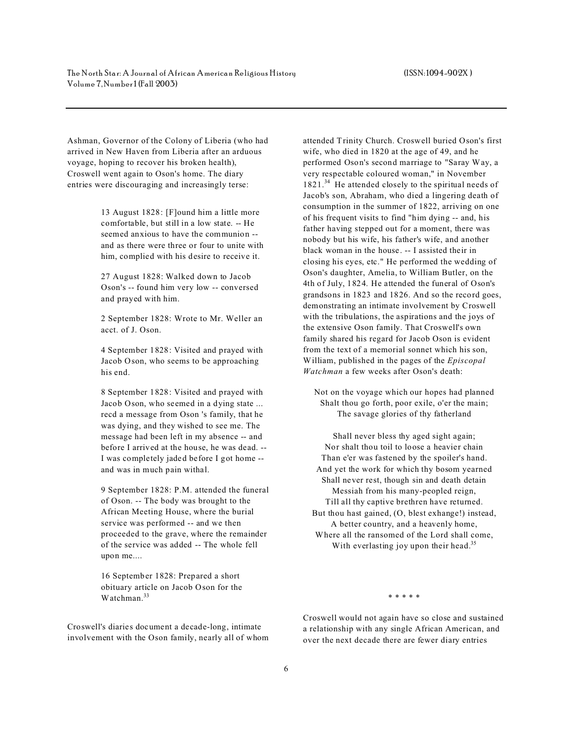Ashman, Governor of the Colony of Liberia (who had arrived in New Haven from Liberia after an arduous voyage, hoping to recover his broken health), Croswell went again to Oson's home. The diary entries were discouraging and increasingly terse:

> 13 August 1828: [F]ound him a little more comfortable, but still in a low state. -- He seemed anxious to have the communion -- and as there were three or four to unite with him, complied with his desire to receive it.
>
> 27 August 1828: Walked down to Jacob Oson's -- found him very low -- conversed and prayed with him.
>
> 2 September 1828: Wrote to Mr. Weller an acct. of J. Oson.
>
> 4 September 1828: Visited and prayed with Jacob Oson, who seems to be approaching his end.
>
> 8 September 1828: Visited and prayed with Jacob Oson, who seemed in a dying state ... recd a message from Oson 's family, that he was dying, and they wished to see me. The message had been left in my absence -- and before I arrived at the house, he was dead. -- I was completely jaded before I got home -- and was in much pain withal.
>
> 9 September 1828: P.M. attended the funeral of Oson. -- The body was brought to the African Meeting House, where the burial service was performed -- and we then proceeded to the grave, where the remainder of the service was added -- The whole fell upon me....
>
> 16 September 1828: Prepared a short obituary article on Jacob Oson for the Watchman.[33]

Croswell's diaries document a decade-long, intimate involvement with the Oson family, nearly all of whom attended Trinity Church. Croswell buried Oson's first wife, who died in 1820 at the age of 49, and he performed Oson's second marriage to "Saray Way, a very respectable coloured woman," in November 1821.[34] He attended closely to the spiritual needs of Jacob's son, Abraham, who died a lingering death of consumption in the summer of 1822, arriving on one of his frequent visits to find "him dying -- and, his father having stepped out for a moment, there was nobody but his wife, his father's wife, and another black woman in the house. -- I assisted their in closing his eyes, etc." He performed the wedding of Oson's daughter, Amelia, to William Butler, on the 4th of July, 1824. He attended the funeral of Oson's grandsons in 1823 and 1826. And so the record goes, demonstrating an intimate involvement by Croswell with the tribulations, the aspirations and the joys of the extensive Oson family. That Croswell's own family shared his regard for Jacob Oson is evident from the text of a memorial sonnet which his son, William, published in the pages of the *Episcopal Watchman* a few weeks after Oson's death:

> Not on the voyage which our hopes had planned
> Shalt thou go forth, poor exile, o'er the main;
> The savage glories of thy fatherland
>
> Shall never bless thy aged sight again;
> Nor shalt thou toil to loose a heavier chain
> Than e'er was fastened by the spoiler's hand.
> And yet the work for which thy bosom yearned
> Shall never rest, though sin and death detain
> Messiah from his many-peopled reign,
> Till all thy captive brethren have returned.
> But thou hast gained, (O, blest exhange!) instead,
> A better country, and a heavenly home,
> Where all the ransomed of the Lord shall come,
> With everlasting joy upon their head.[35]

\* \* \* \* \*

Croswell would not again have so close and sustained a relationship with any single African American, and over the next decade there are fewer diary entries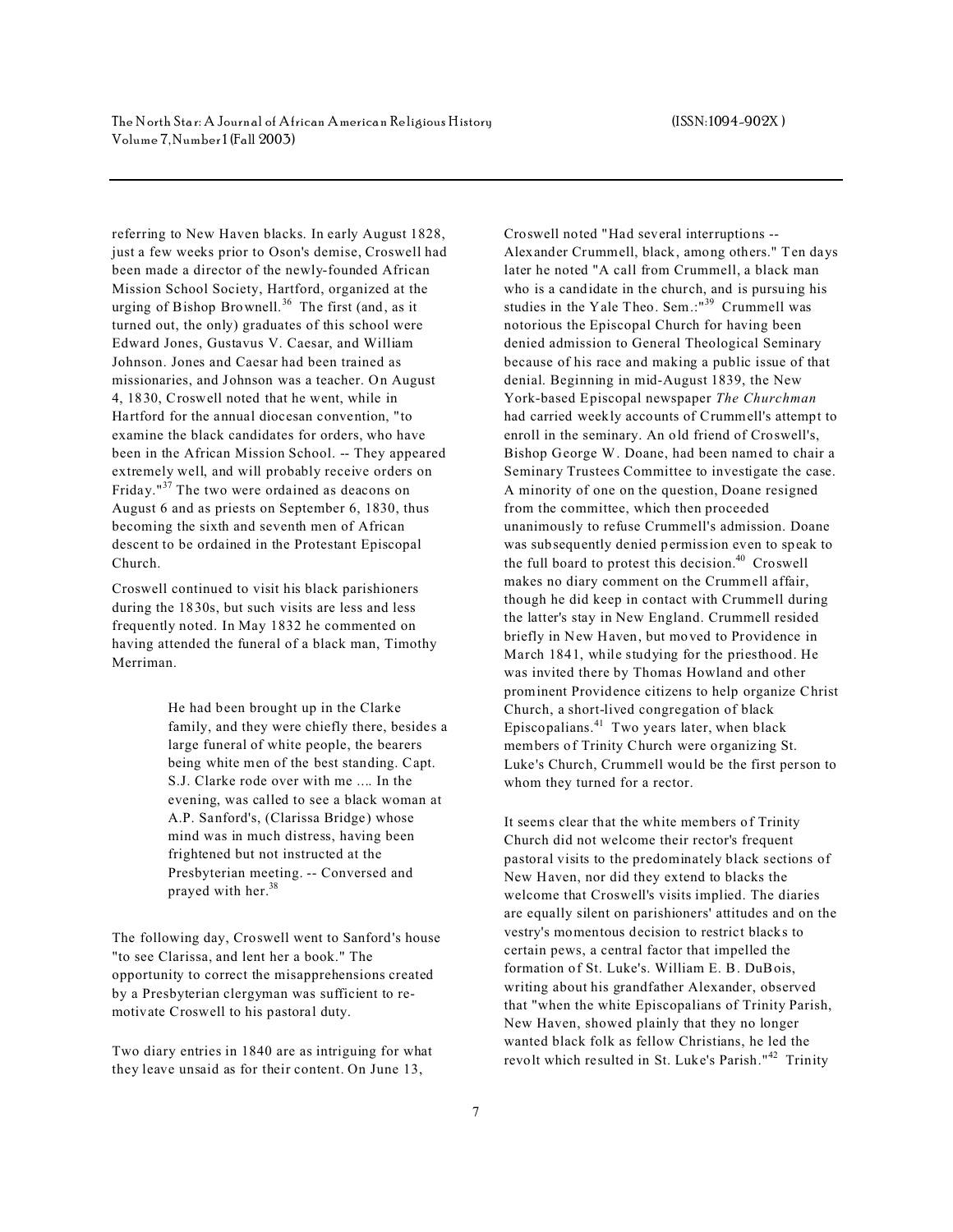referring to New Haven blacks. In early August 1828, just a few weeks prior to Oson's demise, Croswell had been made a director of the newly-founded African Mission School Society, Hartford, organized at the urging of Bishop Brownell.[36] The first (and, as it turned out, the only) graduates of this school were Edward Jones, Gustavus V. Caesar, and William Johnson. Jones and Caesar had been trained as missionaries, and Johnson was a teacher. On August 4, 1830, Croswell noted that he went, while in Hartford for the annual diocesan convention, "to examine the black candidates for orders, who have been in the African Mission School. -- They appeared extremely well, and will probably receive orders on Friday."[37] The two were ordained as deacons on August 6 and as priests on September 6, 1830, thus becoming the sixth and seventh men of African descent to be ordained in the Protestant Episcopal Church.

Croswell continued to visit his black parishioners during the 1830s, but such visits are less and less frequently noted. In May 1832 he commented on having attended the funeral of a black man, Timothy Merriman.

> He had been brought up in the Clarke family, and they were chiefly there, besides a large funeral of white people, the bearers being white men of the best standing. Capt. S.J. Clarke rode over with me .... In the evening, was called to see a black woman at A.P. Sanford's, (Clarissa Bridge) whose mind was in much distress, having been frightened but not instructed at the Presbyterian meeting. -- Conversed and prayed with her.[38]

The following day, Croswell went to Sanford's house "to see Clarissa, and lent her a book." The opportunity to correct the misapprehensions created by a Presbyterian clergyman was sufficient to re-motivate Croswell to his pastoral duty.

Two diary entries in 1840 are as intriguing for what they leave unsaid as for their content. On June 13, Croswell noted "Had several interruptions -- Alexander Crummell, black, among others." Ten days later he noted "A call from Crummell, a black man who is a candidate in the church, and is pursuing his studies in the Yale Theo. Sem.:"[39] Crummell was notorious the Episcopal Church for having been denied admission to General Theological Seminary because of his race and making a public issue of that denial. Beginning in mid-August 1839, the New York-based Episcopal newspaper *The Churchman* had carried weekly accounts of Crummell's attempt to enroll in the seminary. An old friend of Croswell's, Bishop George W. Doane, had been named to chair a Seminary Trustees Committee to investigate the case. A minority of one on the question, Doane resigned from the committee, which then proceeded unanimously to refuse Crummell's admission. Doane was subsequently denied permission even to speak to the full board to protest this decision.[40] Croswell makes no diary comment on the Crummell affair, though he did keep in contact with Crummell during the latter's stay in New England. Crummell resided briefly in New Haven, but moved to Providence in March 1841, while studying for the priesthood. He was invited there by Thomas Howland and other prominent Providence citizens to help organize Christ Church, a short-lived congregation of black Episcopalians.[41] Two years later, when black members of Trinity Church were organizing St. Luke's Church, Crummell would be the first person to whom they turned for a rector.

It seems clear that the white members of Trinity Church did not welcome their rector's frequent pastoral visits to the predominately black sections of New Haven, nor did they extend to blacks the welcome that Croswell's visits implied. The diaries are equally silent on parishioners' attitudes and on the vestry's momentous decision to restrict blacks to certain pews, a central factor that impelled the formation of St. Luke's. William E. B. DuBois, writing about his grandfather Alexander, observed that "when the white Episcopalians of Trinity Parish, New Haven, showed plainly that they no longer wanted black folk as fellow Christians, he led the revolt which resulted in St. Luke's Parish."[42] Trinity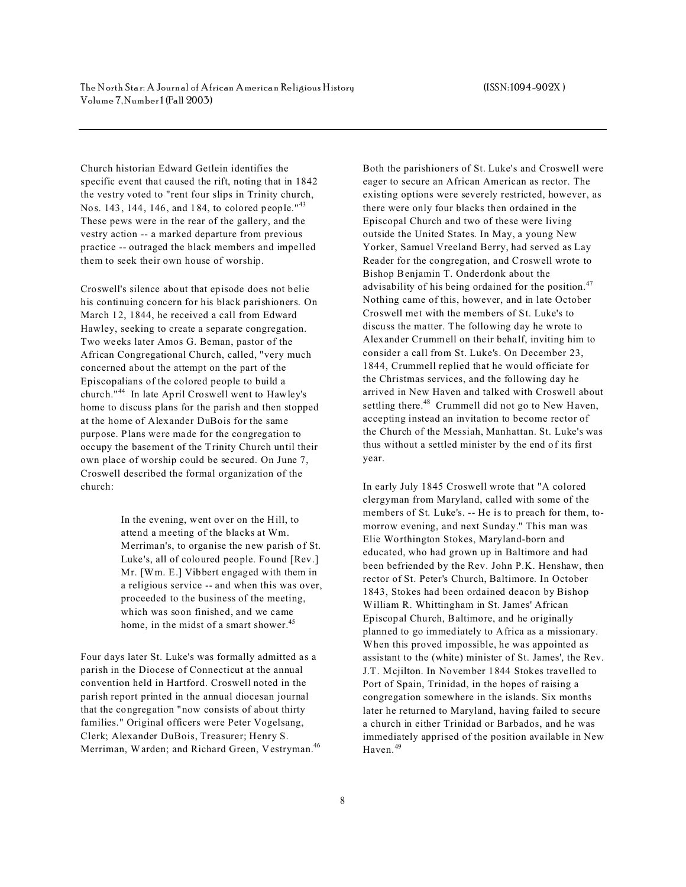Church historian Edward Getlein identifies the specific event that caused the rift, noting that in 1842 the vestry voted to "rent four slips in Trinity church, Nos. 143, 144, 146, and 184, to colored people."[43] These pews were in the rear of the gallery, and the vestry action -- a marked departure from previous practice -- outraged the black members and impelled them to seek their own house of worship.

Croswell's silence about that episode does not belie his continuing concern for his black parishioners. On March 12, 1844, he received a call from Edward Hawley, seeking to create a separate congregation. Two weeks later Amos G. Beman, pastor of the African Congregational Church, called, "very much concerned about the attempt on the part of the Episcopalians of the colored people to build a church."[44] In late April Croswell went to Hawley's home to discuss plans for the parish and then stopped at the home of Alexander DuBois for the same purpose. Plans were made for the congregation to occupy the basement of the Trinity Church until their own place of worship could be secured. On June 7, Croswell described the formal organization of the church:

> In the evening, went over on the Hill, to attend a meeting of the blacks at Wm. Merriman's, to organise the new parish of St. Luke's, all of coloured people. Found [Rev.] Mr. [Wm. E.] Vibbert engaged with them in a religious service -- and when this was over, proceeded to the business of the meeting, which was soon finished, and we came home, in the midst of a smart shower.[45]

Four days later St. Luke's was formally admitted as a parish in the Diocese of Connecticut at the annual convention held in Hartford. Croswell noted in the parish report printed in the annual diocesan journal that the congregation "now consists of about thirty families." Original officers were Peter Vogelsang, Clerk; Alexander DuBois, Treasurer; Henry S. Merriman, Warden; and Richard Green, Vestryman.[46]

Both the parishioners of St. Luke's and Croswell were eager to secure an African American as rector. The existing options were severely restricted, however, as there were only four blacks then ordained in the Episcopal Church and two of these were living outside the United States. In May, a young New Yorker, Samuel Vreeland Berry, had served as Lay Reader for the congregation, and Croswell wrote to Bishop Benjamin T. Onderdonk about the advisability of his being ordained for the position.[47] Nothing came of this, however, and in late October Croswell met with the members of St. Luke's to discuss the matter. The following day he wrote to Alexander Crummell on their behalf, inviting him to consider a call from St. Luke's. On December 23, 1844, Crummell replied that he would officiate for the Christmas services, and the following day he arrived in New Haven and talked with Croswell about settling there.[48] Crummell did not go to New Haven, accepting instead an invitation to become rector of the Church of the Messiah, Manhattan. St. Luke's was thus without a settled minister by the end of its first year.

In early July 1845 Croswell wrote that "A colored clergyman from Maryland, called with some of the members of St. Luke's. -- He is to preach for them, to-morrow evening, and next Sunday." This man was Elie Worthington Stokes, Maryland-born and educated, who had grown up in Baltimore and had been befriended by the Rev. John P.K. Henshaw, then rector of St. Peter's Church, Baltimore. In October 1843, Stokes had been ordained deacon by Bishop William R. Whittingham in St. James' African Episcopal Church, Baltimore, and he originally planned to go immediately to Africa as a missionary. When this proved impossible, he was appointed as assistant to the (white) minister of St. James', the Rev. J.T. Mcjilton. In November 1844 Stokes travelled to Port of Spain, Trinidad, in the hopes of raising a congregation somewhere in the islands. Six months later he returned to Maryland, having failed to secure a church in either Trinidad or Barbados, and he was immediately apprised of the position available in New Haven.[49]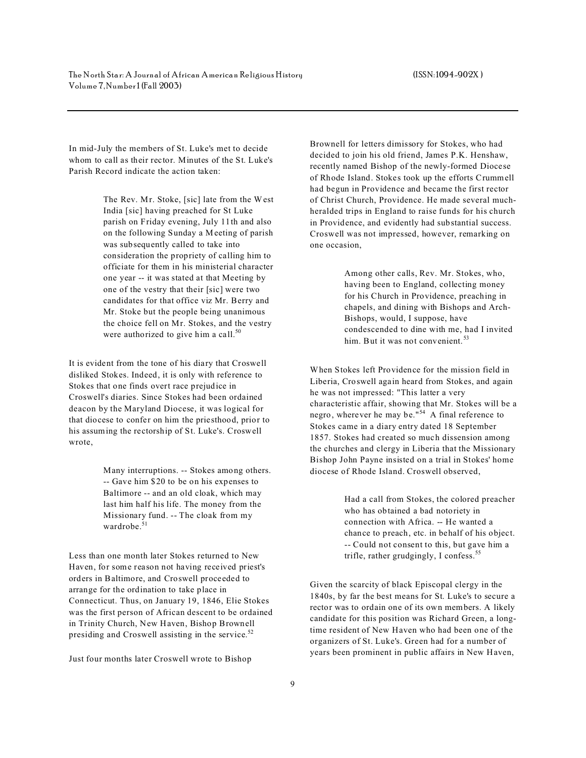In mid-July the members of St. Luke's met to decide whom to call as their rector. Minutes of the St. Luke's Parish Record indicate the action taken:

> The Rev. Mr. Stoke, [sic] late from the West India [sic] having preached for St Luke parish on Friday evening, July 11th and also on the following Sunday a Meeting of parish was subsequently called to take into consideration the propriety of calling him to officiate for them in his ministerial character one year -- it was stated at that Meeting by one of the vestry that their [sic] were two candidates for that office viz Mr. Berry and Mr. Stoke but the people being unanimous the choice fell on Mr. Stokes, and the vestry were authorized to give him a call.[50]

It is evident from the tone of his diary that Croswell disliked Stokes. Indeed, it is only with reference to Stokes that one finds overt race prejudice in Croswell's diaries. Since Stokes had been ordained deacon by the Maryland Diocese, it was logical for that diocese to confer on him the priesthood, prior to his assuming the rectorship of St. Luke's. Croswell wrote,

> Many interruptions. -- Stokes among others. -- Gave him $20 to be on his expenses to Baltimore -- and an old cloak, which may last him half his life. The money from the Missionary fund. -- The cloak from my wardrobe.[51]

Less than one month later Stokes returned to New Haven, for some reason not having received priest's orders in Baltimore, and Croswell proceeded to arrange for the ordination to take place in Connecticut. Thus, on January 19, 1846, Elie Stokes was the first person of African descent to be ordained in Trinity Church, New Haven, Bishop Brownell presiding and Croswell assisting in the service.[52]

Just four months later Croswell wrote to Bishop Brownell for letters dimissory for Stokes, who had decided to join his old friend, James P.K. Henshaw, recently named Bishop of the newly-formed Diocese of Rhode Island. Stokes took up the efforts Crummell had begun in Providence and became the first rector of Christ Church, Providence. He made several much-heralded trips in England to raise funds for his church in Providence, and evidently had substantial success. Croswell was not impressed, however, remarking on one occasion,

> Among other calls, Rev. Mr. Stokes, who, having been to England, collecting money for his Church in Providence, preaching in chapels, and dining with Bishops and Arch-Bishops, would, I suppose, have condescended to dine with me, had I invited him. But it was not convenient.[53]

When Stokes left Providence for the mission field in Liberia, Croswell again heard from Stokes, and again he was not impressed: "This latter a very characteristic affair, showing that Mr. Stokes will be a negro, wherever he may be."[54] A final reference to Stokes came in a diary entry dated 18 September 1857. Stokes had created so much dissension among the churches and clergy in Liberia that the Missionary Bishop John Payne insisted on a trial in Stokes' home diocese of Rhode Island. Croswell observed,

> Had a call from Stokes, the colored preacher who has obtained a bad notoriety in connection with Africa. -- He wanted a chance to preach, etc. in behalf of his object. -- Could not consent to this, but gave him a trifle, rather grudgingly, I confess.[55]

Given the scarcity of black Episcopal clergy in the 1840s, by far the best means for St. Luke's to secure a rector was to ordain one of its own members. A likely candidate for this position was Richard Green, a long-time resident of New Haven who had been one of the organizers of St. Luke's. Green had for a number of years been prominent in public affairs in New Haven,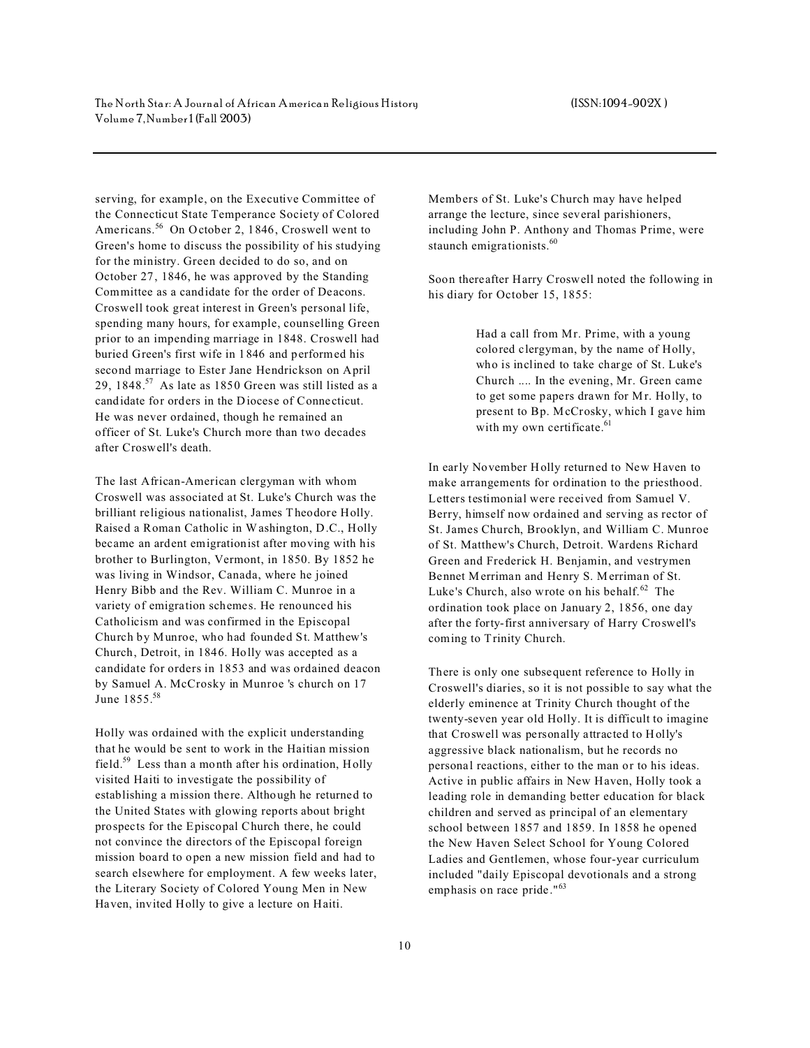serving, for example, on the Executive Committee of the Connecticut State Temperance Society of Colored Americans.[56] On October 2, 1846, Croswell went to Green's home to discuss the possibility of his studying for the ministry. Green decided to do so, and on October 27, 1846, he was approved by the Standing Committee as a candidate for the order of Deacons. Croswell took great interest in Green's personal life, spending many hours, for example, counselling Green prior to an impending marriage in 1848. Croswell had buried Green's first wife in 1846 and performed his second marriage to Ester Jane Hendrickson on April 29, 1848.[57] As late as 1850 Green was still listed as a candidate for orders in the Diocese of Connecticut. He was never ordained, though he remained an officer of St. Luke's Church more than two decades after Croswell's death.

The last African-American clergyman with whom Croswell was associated at St. Luke's Church was the brilliant religious nationalist, James Theodore Holly. Raised a Roman Catholic in Washington, D.C., Holly became an ardent emigrationist after moving with his brother to Burlington, Vermont, in 1850. By 1852 he was living in Windsor, Canada, where he joined Henry Bibb and the Rev. William C. Munroe in a variety of emigration schemes. He renounced his Catholicism and was confirmed in the Episcopal Church by Munroe, who had founded St. Matthew's Church, Detroit, in 1846. Holly was accepted as a candidate for orders in 1853 and was ordained deacon by Samuel A. McCrosky in Munroe 's church on 17 June 1855.[58]

Holly was ordained with the explicit understanding that he would be sent to work in the Haitian mission field.[59] Less than a month after his ordination, Holly visited Haiti to investigate the possibility of establishing a mission there. Although he returned to the United States with glowing reports about bright prospects for the Episcopal Church there, he could not convince the directors of the Episcopal foreign mission board to open a new mission field and had to search elsewhere for employment. A few weeks later, the Literary Society of Colored Young Men in New Haven, invited Holly to give a lecture on Haiti. Members of St. Luke's Church may have helped arrange the lecture, since several parishioners, including John P. Anthony and Thomas Prime, were staunch emigrationists.[60]

Soon thereafter Harry Croswell noted the following in his diary for October 15, 1855:

> Had a call from Mr. Prime, with a young colored clergyman, by the name of Holly, who is inclined to take charge of St. Luke's Church .... In the evening, Mr. Green came to get some papers drawn for Mr. Holly, to present to Bp. McCrosky, which I gave him with my own certificate.[61]

In early November Holly returned to New Haven to make arrangements for ordination to the priesthood. Letters testimonial were received from Samuel V. Berry, himself now ordained and serving as rector of St. James Church, Brooklyn, and William C. Munroe of St. Matthew's Church, Detroit. Wardens Richard Green and Frederick H. Benjamin, and vestrymen Bennet Merriman and Henry S. Merriman of St. Luke's Church, also wrote on his behalf.[62] The ordination took place on January 2, 1856, one day after the forty-first anniversary of Harry Croswell's coming to Trinity Church.

There is only one subsequent reference to Holly in Croswell's diaries, so it is not possible to say what the elderly eminence at Trinity Church thought of the twenty-seven year old Holly. It is difficult to imagine that Croswell was personally attracted to Holly's aggressive black nationalism, but he records no personal reactions, either to the man or to his ideas. Active in public affairs in New Haven, Holly took a leading role in demanding better education for black children and served as principal of an elementary school between 1857 and 1859. In 1858 he opened the New Haven Select School for Young Colored Ladies and Gentlemen, whose four-year curriculum included "daily Episcopal devotionals and a strong emphasis on race pride."[63]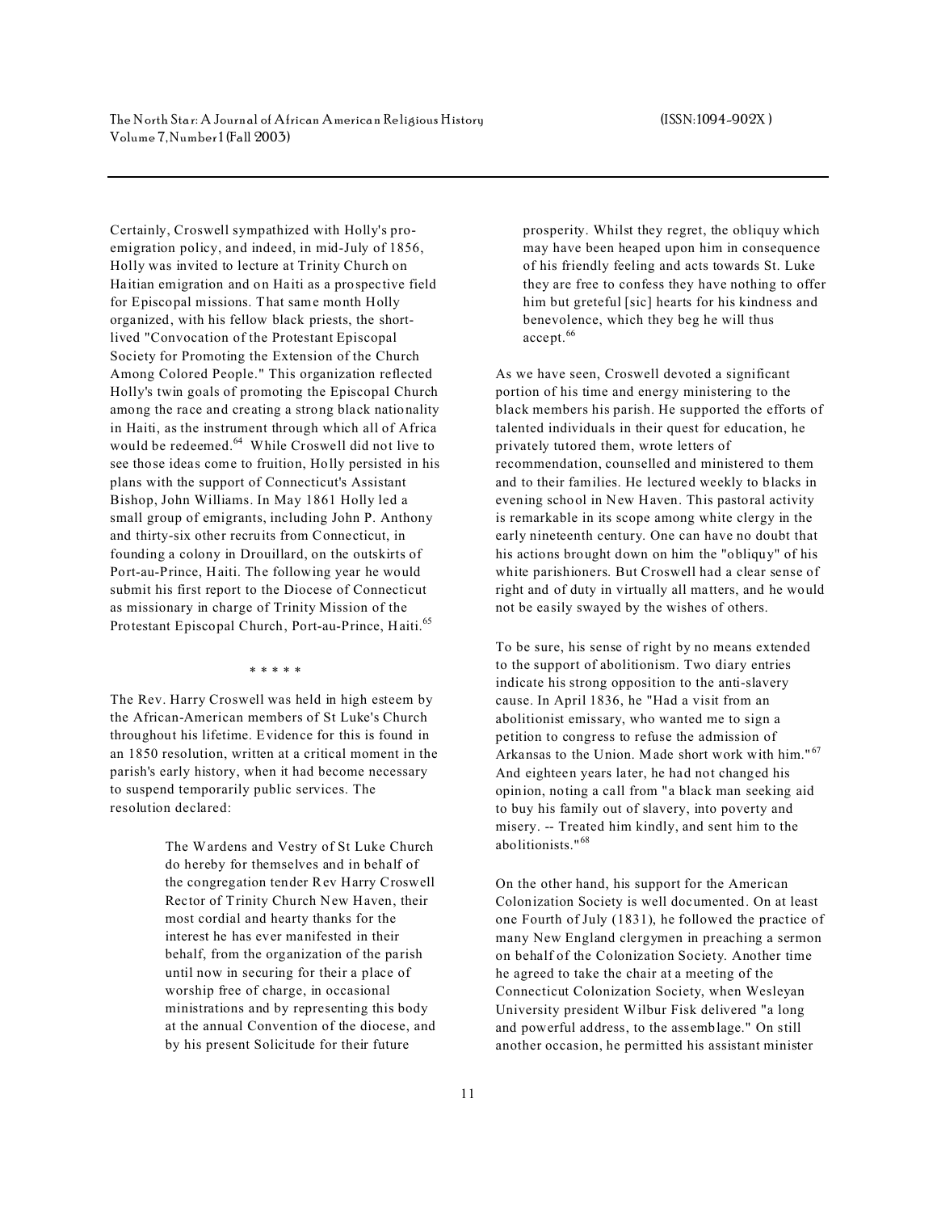Certainly, Croswell sympathized with Holly's pro-emigration policy, and indeed, in mid-July of 1856, Holly was invited to lecture at Trinity Church on Haitian emigration and on Haiti as a prospective field for Episcopal missions. That same month Holly organized, with his fellow black priests, the short-lived "Convocation of the Protestant Episcopal Society for Promoting the Extension of the Church Among Colored People." This organization reflected Holly's twin goals of promoting the Episcopal Church among the race and creating a strong black nationality in Haiti, as the instrument through which all of Africa would be redeemed.[64] While Croswell did not live to see those ideas come to fruition, Holly persisted in his plans with the support of Connecticut's Assistant Bishop, John Williams. In May 1861 Holly led a small group of emigrants, including John P. Anthony and thirty-six other recruits from Connecticut, in founding a colony in Drouillard, on the outskirts of Port-au-Prince, Haiti. The following year he would submit his first report to the Diocese of Connecticut as missionary in charge of Trinity Mission of the Protestant Episcopal Church, Port-au-Prince, Haiti.[65]

\* \* \* \* \*

The Rev. Harry Croswell was held in high esteem by the African-American members of St Luke's Church throughout his lifetime. Evidence for this is found in an 1850 resolution, written at a critical moment in the parish's early history, when it had become necessary to suspend temporarily public services. The resolution declared:

> The Wardens and Vestry of St Luke Church do hereby for themselves and in behalf of the congregation tender Rev Harry Croswell Rector of Trinity Church New Haven, their most cordial and hearty thanks for the interest he has ever manifested in their behalf, from the organization of the parish until now in securing for their a place of worship free of charge, in occasional ministrations and by representing this body at the annual Convention of the diocese, and by his present Solicitude for their future prosperity. Whilst they regret, the obliquy which may have been heaped upon him in consequence of his friendly feeling and acts towards St. Luke they are free to confess they have nothing to offer him but greteful [sic] hearts for his kindness and benevolence, which they beg he will thus accept.[66]

As we have seen, Croswell devoted a significant portion of his time and energy ministering to the black members his parish. He supported the efforts of talented individuals in their quest for education, he privately tutored them, wrote letters of recommendation, counselled and ministered to them and to their families. He lectured weekly to blacks in evening school in New Haven. This pastoral activity is remarkable in its scope among white clergy in the early nineteenth century. One can have no doubt that his actions brought down on him the "obliquy" of his white parishioners. But Croswell had a clear sense of right and of duty in virtually all matters, and he would not be easily swayed by the wishes of others.

To be sure, his sense of right by no means extended to the support of abolitionism. Two diary entries indicate his strong opposition to the anti-slavery cause. In April 1836, he "Had a visit from an abolitionist emissary, who wanted me to sign a petition to congress to refuse the admission of Arkansas to the Union. Made short work with him."[67] And eighteen years later, he had not changed his opinion, noting a call from "a black man seeking aid to buy his family out of slavery, into poverty and misery. -- Treated him kindly, and sent him to the abolitionists."[68]

On the other hand, his support for the American Colonization Society is well documented. On at least one Fourth of July (1831), he followed the practice of many New England clergymen in preaching a sermon on behalf of the Colonization Society. Another time he agreed to take the chair at a meeting of the Connecticut Colonization Society, when Wesleyan University president Wilbur Fisk delivered "a long and powerful address, to the assemblage." On still another occasion, he permitted his assistant minister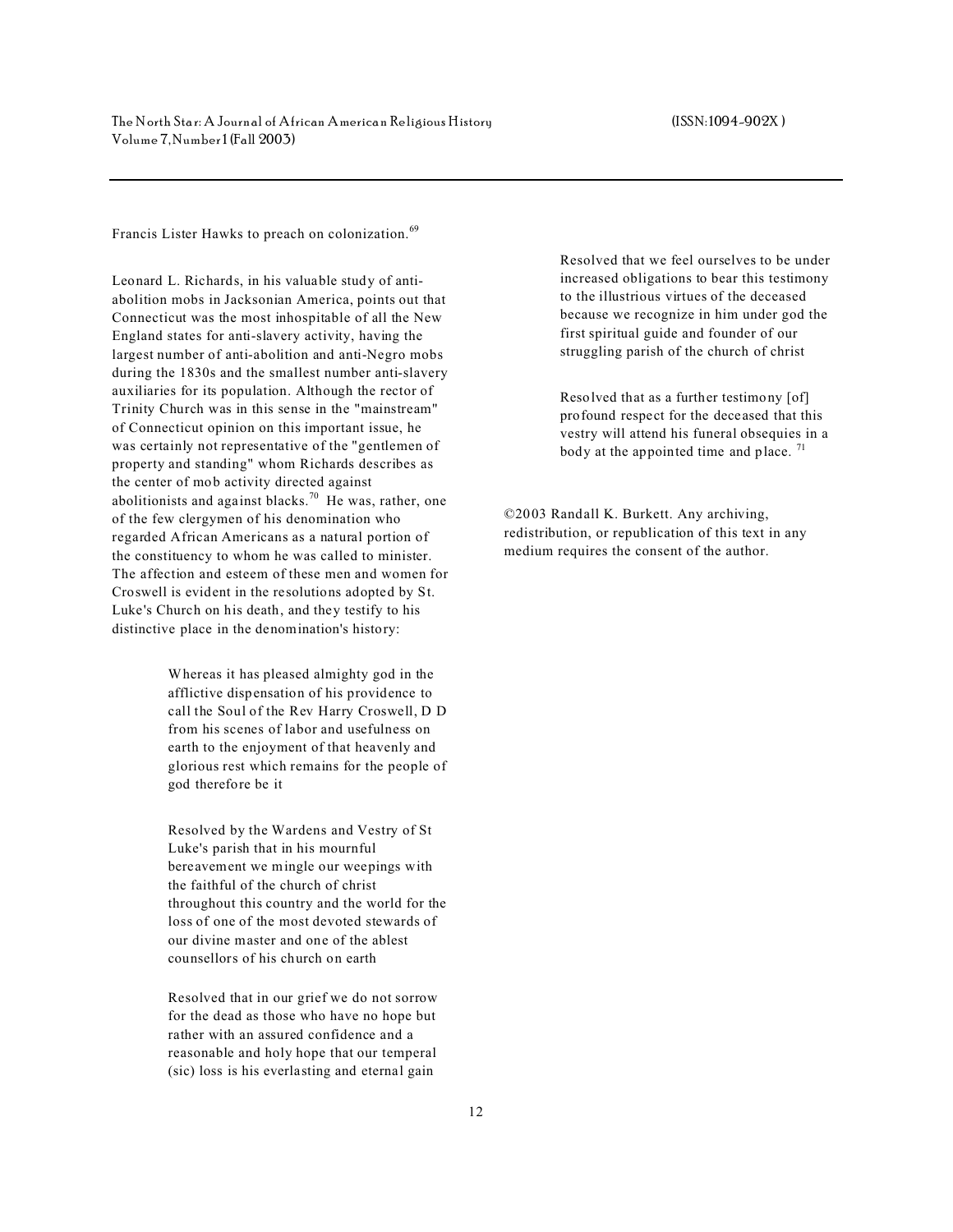Francis Lister Hawks to preach on colonization.[69]

Leonard L. Richards, in his valuable study of anti-abolition mobs in Jacksonian America, points out that Connecticut was the most inhospitable of all the New England states for anti-slavery activity, having the largest number of anti-abolition and anti-Negro mobs during the 1830s and the smallest number anti-slavery auxiliaries for its population. Although the rector of Trinity Church was in this sense in the "mainstream" of Connecticut opinion on this important issue, he was certainly not representative of the "gentlemen of property and standing" whom Richards describes as the center of mob activity directed against abolitionists and against blacks.[70] He was, rather, one of the few clergymen of his denomination who regarded African Americans as a natural portion of the constituency to whom he was called to minister. The affection and esteem of these men and women for Croswell is evident in the resolutions adopted by St. Luke's Church on his death, and they testify to his distinctive place in the denomination's history:

> Whereas it has pleased almighty god in the afflictive dispensation of his providence to call the Soul of the Rev Harry Croswell, D D from his scenes of labor and usefulness on earth to the enjoyment of that heavenly and glorious rest which remains for the people of god therefore be it
>
> Resolved by the Wardens and Vestry of St Luke's parish that in his mournful bereavement we mingle our weepings with the faithful of the church of christ throughout this country and the world for the loss of one of the most devoted stewards of our divine master and one of the ablest counsellors of his church on earth
>
> Resolved that in our grief we do not sorrow for the dead as those who have no hope but rather with an assured confidence and a reasonable and holy hope that our temperal (sic) loss is his everlasting and eternal gain
>
> Resolved that we feel ourselves to be under increased obligations to bear this testimony to the illustrious virtues of the deceased because we recognize in him under god the first spiritual guide and founder of our struggling parish of the church of christ
>
> Resolved that as a further testimony [of] profound respect for the deceased that this vestry will attend his funeral obsequies in a body at the appointed time and place. [71]

©2003 Randall K. Burkett. Any archiving, redistribution, or republication of this text in any medium requires the consent of the author.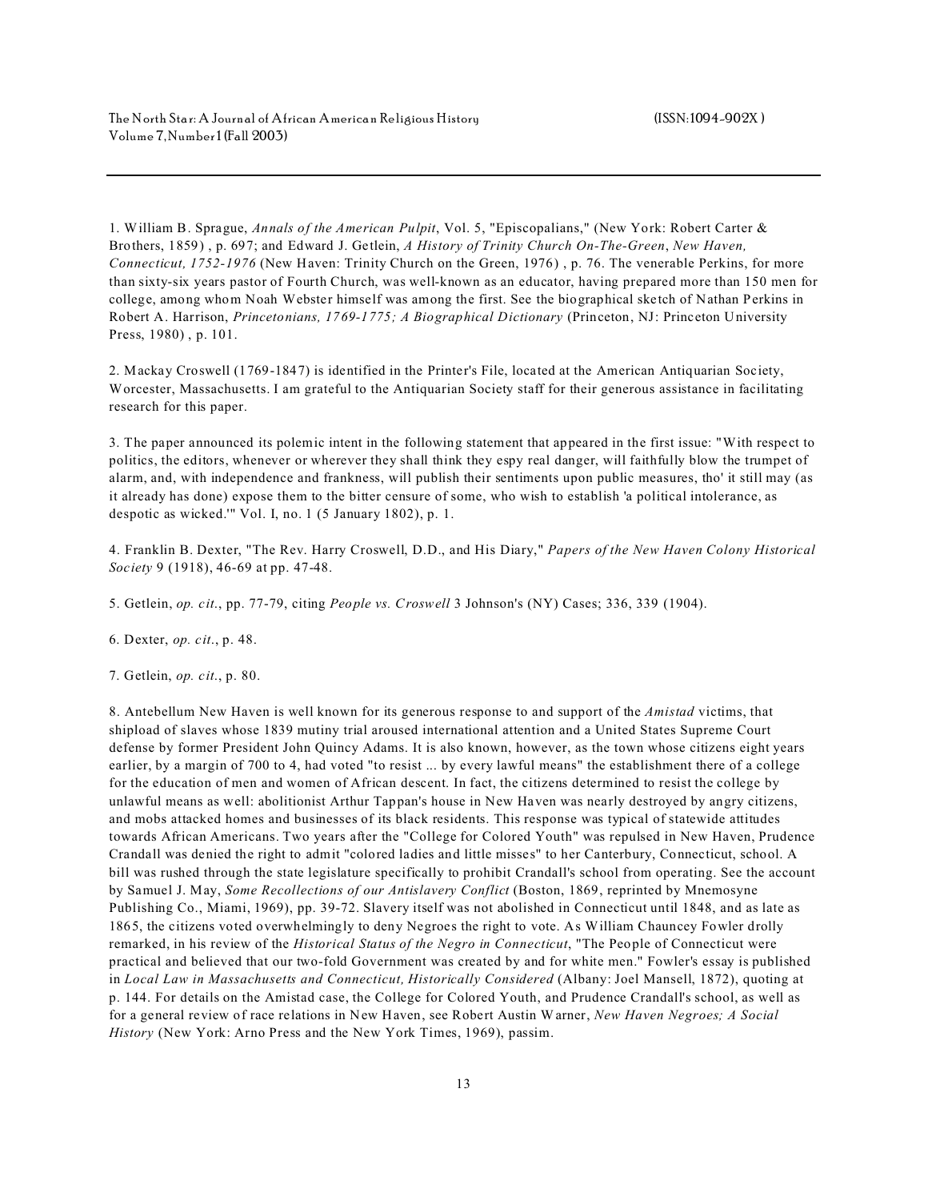1. William B. Sprague, *Annals of the American Pulpit*, Vol. 5, "Episcopalians," (New York: Robert Carter & Brothers, 1859) , p. 697; and Edward J. Getlein, *A History of Trinity Church On-The-Green*, *New Haven, Connecticut, 1752-1976* (New Haven: Trinity Church on the Green, 1976) , p. 76. The venerable Perkins, for more than sixty-six years pastor of Fourth Church, was well-known as an educator, having prepared more than 150 men for college, among whom Noah Webster himself was among the first. See the biographical sketch of Nathan Perkins in Robert A. Harrison, *Princetonians, 1769-1775; A Biographical Dictionary* (Princeton, NJ: Princeton University Press, 1980) , p. 101.

2. Mackay Croswell (1769-1847) is identified in the Printer's File, located at the American Antiquarian Society, Worcester, Massachusetts. I am grateful to the Antiquarian Society staff for their generous assistance in facilitating research for this paper.

3. The paper announced its polemic intent in the following statement that appeared in the first issue: "With respect to politics, the editors, whenever or wherever they shall think they espy real danger, will faithfully blow the trumpet of alarm, and, with independence and frankness, will publish their sentiments upon public measures, tho' it still may (as it already has done) expose them to the bitter censure of some, who wish to establish 'a political intolerance, as despotic as wicked.'" Vol. I, no. 1 (5 January 1802), p. 1.

4. Franklin B. Dexter, "The Rev. Harry Croswell, D.D., and His Diary," *Papers of the New Haven Colony Historical Society* 9 (1918), 46-69 at pp. 47-48.

5. Getlein, *op. cit*., pp. 77-79, citing *People vs. Croswell* 3 Johnson's (NY) Cases; 336, 339 (1904).

6. Dexter, *op. cit*., p. 48.

7. Getlein, *op. cit*., p. 80.

8. Antebellum New Haven is well known for its generous response to and support of the *Amistad* victims, that shipload of slaves whose 1839 mutiny trial aroused international attention and a United States Supreme Court defense by former President John Quincy Adams. It is also known, however, as the town whose citizens eight years earlier, by a margin of 700 to 4, had voted "to resist ... by every lawful means" the establishment there of a college for the education of men and women of African descent. In fact, the citizens determined to resist the college by unlawful means as well: abolitionist Arthur Tappan's house in New Haven was nearly destroyed by angry citizens, and mobs attacked homes and businesses of its black residents. This response was typical of statewide attitudes towards African Americans. Two years after the "College for Colored Youth" was repulsed in New Haven, Prudence Crandall was denied the right to admit "colored ladies and little misses" to her Canterbury, Connecticut, school. A bill was rushed through the state legislature specifically to prohibit Crandall's school from operating. See the account by Samuel J. May, *Some Recollections of our Antislavery Conflict* (Boston, 1869, reprinted by Mnemosyne Publishing Co., Miami, 1969), pp. 39-72. Slavery itself was not abolished in Connecticut until 1848, and as late as 1865, the citizens voted overwhelmingly to deny Negroes the right to vote. As William Chauncey Fowler drolly remarked, in his review of the *Historical Status of the Negro in Connecticut*, "The People of Connecticut were practical and believed that our two-fold Government was created by and for white men." Fowler's essay is published in *Local Law in Massachusetts and Connecticut, Historically Considered* (Albany: Joel Mansell, 1872), quoting at p. 144. For details on the Amistad case, the College for Colored Youth, and Prudence Crandall's school, as well as for a general review of race relations in New Haven, see Robert Austin Warner, *New Haven Negroes; A Social History* (New York: Arno Press and the New York Times, 1969), passim.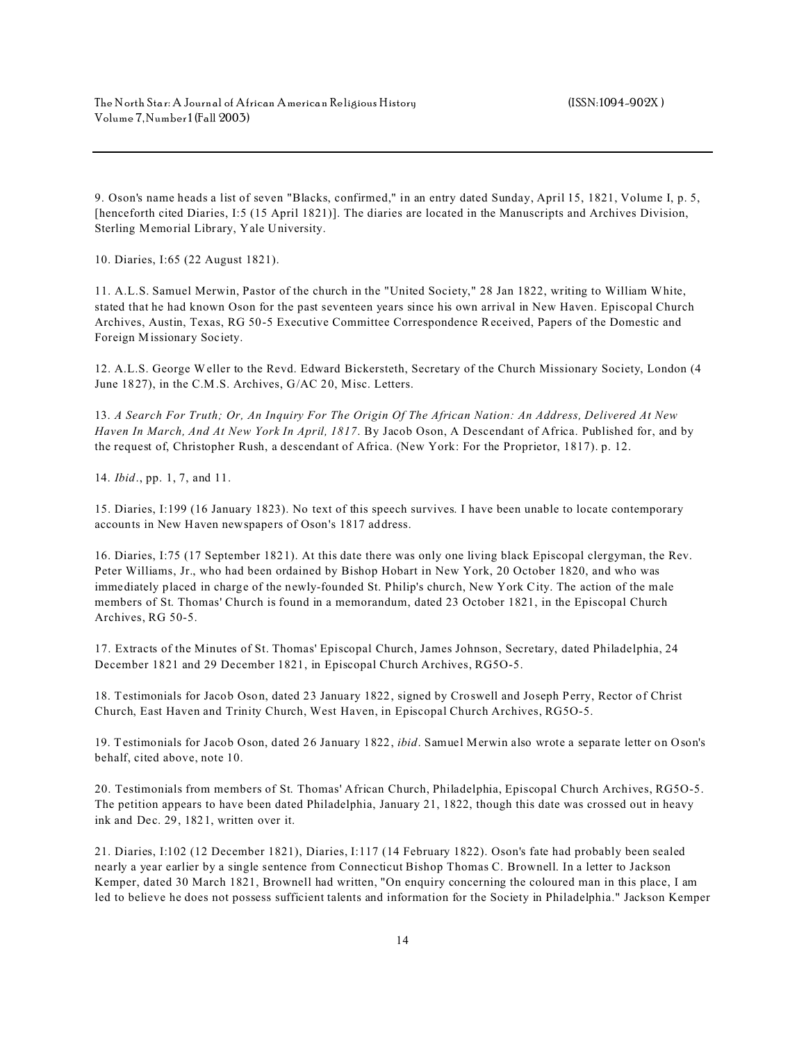9. Oson's name heads a list of seven "Blacks, confirmed," in an entry dated Sunday, April 15, 1821, Volume I, p. 5, [henceforth cited Diaries, I:5 (15 April 1821)]. The diaries are located in the Manuscripts and Archives Division, Sterling Memorial Library, Yale University.

10. Diaries, I:65 (22 August 1821).

11. A.L.S. Samuel Merwin, Pastor of the church in the "United Society," 28 Jan 1822, writing to William White, stated that he had known Oson for the past seventeen years since his own arrival in New Haven. Episcopal Church Archives, Austin, Texas, RG 50-5 Executive Committee Correspondence Received, Papers of the Domestic and Foreign Missionary Society.

12. A.L.S. George Weller to the Revd. Edward Bickersteth, Secretary of the Church Missionary Society, London (4 June 1827), in the C.M.S. Archives, G/AC 20, Misc. Letters.

13. *A Search For Truth; Or, An Inquiry For The Origin Of The African Nation: An Address, Delivered At New Haven In March, And At New York In April, 1817*. By Jacob Oson, A Descendant of Africa. Published for, and by the request of, Christopher Rush, a descendant of Africa. (New York: For the Proprietor, 1817). p. 12.

14. *Ibid*., pp. 1, 7, and 11.

15. Diaries, I:199 (16 January 1823). No text of this speech survives. I have been unable to locate contemporary accounts in New Haven newspapers of Oson's 1817 address.

16. Diaries, I:75 (17 September 1821). At this date there was only one living black Episcopal clergyman, the Rev. Peter Williams, Jr., who had been ordained by Bishop Hobart in New York, 20 October 1820, and who was immediately placed in charge of the newly-founded St. Philip's church, New York City. The action of the male members of St. Thomas' Church is found in a memorandum, dated 23 October 1821, in the Episcopal Church Archives, RG 50-5.

17. Extracts of the Minutes of St. Thomas' Episcopal Church, James Johnson, Secretary, dated Philadelphia, 24 December 1821 and 29 December 1821, in Episcopal Church Archives, RG5O-5.

18. Testimonials for Jacob Oson, dated 23 January 1822, signed by Croswell and Joseph Perry, Rector of Christ Church, East Haven and Trinity Church, West Haven, in Episcopal Church Archives, RG5O-5.

19. Testimonials for Jacob Oson, dated 26 January 1822, *ibid*. Samuel Merwin also wrote a separate letter on Oson's behalf, cited above, note 10.

20. Testimonials from members of St. Thomas' African Church, Philadelphia, Episcopal Church Archives, RG5O-5. The petition appears to have been dated Philadelphia, January 21, 1822, though this date was crossed out in heavy ink and Dec. 29, 1821, written over it.

21. Diaries, I:102 (12 December 1821), Diaries, I:117 (14 February 1822). Oson's fate had probably been sealed nearly a year earlier by a single sentence from Connecticut Bishop Thomas C. Brownell. In a letter to Jackson Kemper, dated 30 March 1821, Brownell had written, "On enquiry concerning the coloured man in this place, I am led to believe he does not possess sufficient talents and information for the Society in Philadelphia." Jackson Kemper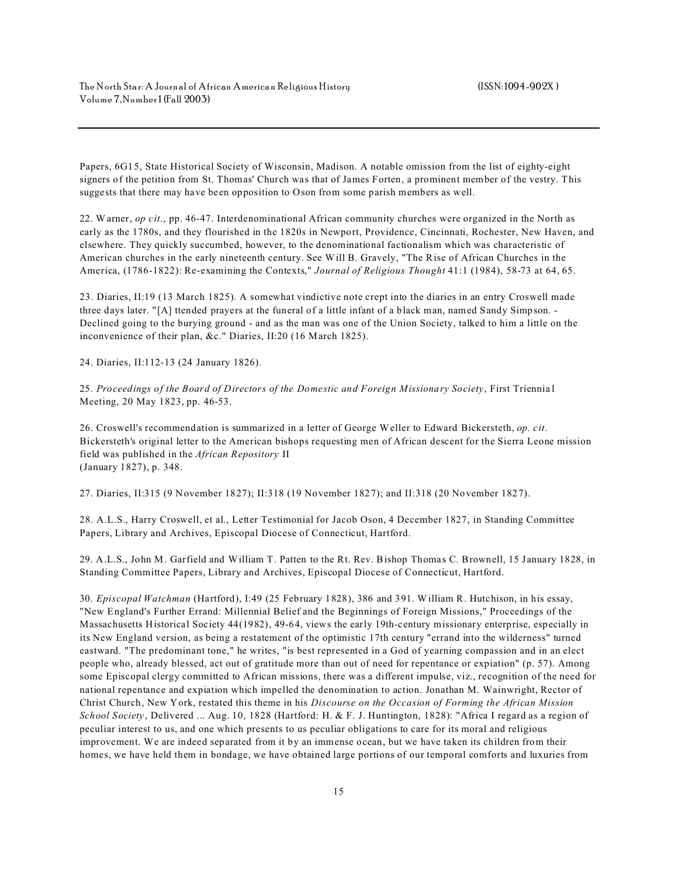Papers, 6G15, State Historical Society of Wisconsin, Madison. A notable omission from the list of eighty-eight signers of the petition from St. Thomas' Church was that of James Forten, a prominent member of the vestry. This suggests that there may have been opposition to Oson from some parish members as well.

22. Warner, *op cit.*, pp. 46-47. Interdenominational African community churches were organized in the North as early as the 1780s, and they flourished in the 1820s in Newport, Providence, Cincinnati, Rochester, New Haven, and elsewhere. They quickly succumbed, however, to the denominational factionalism which was characteristic of American churches in the early nineteenth century. See Will B. Gravely, "The Rise of African Churches in the America, (1786-1822): Re-examining the Contexts," *Journal of Religious Thought* 41:1 (1984), 58-73 at 64, 65.

23. Diaries, II:19 (13 March 1825). A somewhat vindictive note crept into the diaries in an entry Croswell made three days later. "[A] ttended prayers at the funeral of a little infant of a black man, named Sandy Simpson. - Declined going to the burying ground - and as the man was one of the Union Society, talked to him a little on the inconvenience of their plan, &c." Diaries, II:20 (16 March 1825).

24. Diaries, II:112-13 (24 January 1826).

25. *Proceedings of the Board of Directors of the Domestic and Foreign Missionary Society*, First Triennial Meeting, 20 May 1823, pp. 46-53.

26. Croswell's recommendation is summarized in a letter of George Weller to Edward Bickersteth, *op. cit.* Bickersteth's original letter to the American bishops requesting men of African descent for the Sierra Leone mission field was published in the *African Repository* II (January 1827), p. 348.

27. Diaries, II:315 (9 November 1827); II:318 (19 November 1827); and II:318 (20 November 1827).

28. A.L.S., Harry Croswell, et al., Letter Testimonial for Jacob Oson, 4 December 1827, in Standing Committee Papers, Library and Archives, Episcopal Diocese of Connecticut, Hartford.

29. A.L.S., John M. Garfield and William T. Patten to the Rt. Rev. Bishop Thomas C. Brownell, 15 January 1828, in Standing Committee Papers, Library and Archives, Episcopal Diocese of Connecticut, Hartford.

30. *Episcopal Watchman* (Hartford), I:49 (25 February 1828), 386 and 391. William R. Hutchison, in his essay, "New England's Further Errand: Millennial Belief and the Beginnings of Foreign Missions," Proceedings of the Massachusetts Historical Society 44(1982), 49-64, views the early 19th-century missionary enterprise, especially in its New England version, as being a restatement of the optimistic 17th century "errand into the wilderness" turned eastward. "The predominant tone," he writes, "is best represented in a God of yearning compassion and in an elect people who, already blessed, act out of gratitude more than out of need for repentance or expiation" (p. 57). Among some Episcopal clergy committed to African missions, there was a different impulse, viz., recognition of the need for national repentance and expiation which impelled the denomination to action. Jonathan M. Wainwright, Rector of Christ Church, New York, restated this theme in his *Discourse on the Occasion of Forming the African Mission School Society*, Delivered ... Aug. 10, 1828 (Hartford: H. & F. J. Huntington, 1828): "Africa I regard as a region of peculiar interest to us, and one which presents to us peculiar obligations to care for its moral and religious improvement. We are indeed separated from it by an immense ocean, but we have taken its children from their homes, we have held them in bondage, we have obtained large portions of our temporal comforts and luxuries from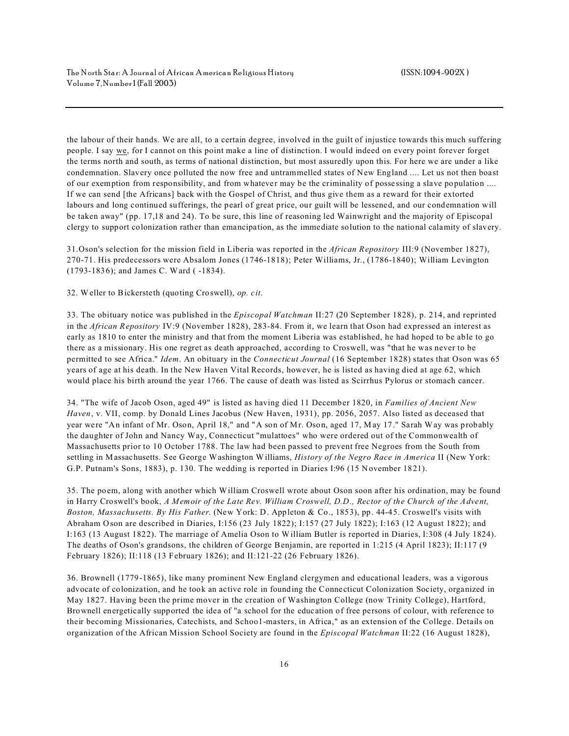the labour of their hands. We are all, to a certain degree, involved in the guilt of injustice towards this much suffering people. I say we, for I cannot on this point make a line of distinction. I would indeed on every point forever forget the terms north and south, as terms of national distinction, but most assuredly upon this. For here we are under a like condemnation. Slavery once polluted the now free and untrammelled states of New England .... Let us not then boast of our exemption from responsibility, and from whatever may be the criminality of possessing a slave population .... If we can send [the Africans] back with the Gospel of Christ, and thus give them as a reward for their extorted labours and long continued sufferings, the pearl of great price, our guilt will be lessened, and our condemnation will be taken away" (pp. 17,18 and 24). To be sure, this line of reasoning led Wainwright and the majority of Episcopal clergy to support colonization rather than emancipation, as the immediate solution to the national calamity of slavery.

31.Oson's selection for the mission field in Liberia was reported in the *African Repository* III:9 (November 1827), 270-71. His predecessors were Absalom Jones (1746-1818); Peter Williams, Jr., (1786-1840); William Levington (1793-1836); and James C. Ward ( -1834).

32. Weller to Bickersteth (quoting Croswell), *op. cit.*

33. The obituary notice was published in the *Episcopal Watchman* II:27 (20 September 1828), p. 214, and reprinted in the *African Repository* IV:9 (November 1828), 283-84. From it, we learn that Oson had expressed an interest as early as 1810 to enter the ministry and that from the moment Liberia was established, he had hoped to be able to go there as a missionary. His one regret as death approached, according to Croswell, was "that he was never to be permitted to see Africa." *Idem*. An obituary in the *Connecticut Journal* (16 September 1828) states that Oson was 65 years of age at his death. In the New Haven Vital Records, however, he is listed as having died at age 62, which would place his birth around the year 1766. The cause of death was listed as Scirrhus Pylorus or stomach cancer.

34. "The wife of Jacob Oson, aged 49" is listed as having died 11 December 1820, in *Families of Ancient New Haven*, v. VII, comp. by Donald Lines Jacobus (New Haven, 1931), pp. 2056, 2057. Also listed as deceased that year were "An infant of Mr. Oson, April 18," and "A son of Mr. Oson, aged 17, May 17." Sarah Way was probably the daughter of John and Nancy Way, Connecticut "mulattoes" who were ordered out of the Commonwealth of Massachusetts prior to 10 October 1788. The law had been passed to prevent free Negroes from the South from settling in Massachusetts. See George Washington Williams, *History of the Negro Race in America* II (New York: G.P. Putnam's Sons, 1883), p. 130. The wedding is reported in Diaries I:96 (15 November 1821).

35. The poem, along with another which William Croswell wrote about Oson soon after his ordination, may be found in Harry Croswell's book, *A Memoir of the Late Rev. William Croswell, D.D., Rector of the Church of the Advent, Boston, Massachusetts. By His Father.* (New York: D. Appleton & Co., 1853), pp. 44-45. Croswell's visits with Abraham Oson are described in Diaries, I:156 (23 July 1822); I:157 (27 July 1822); I:163 (12 August 1822); and I:163 (13 August 1822). The marriage of Amelia Oson to William Butler is reported in Diaries, I:308 (4 July 1824). The deaths of Oson's grandsons, the children of George Benjamin, are reported in 1:215 (4 April 1823); II:117 (9 February 1826); II:118 (13 February 1826); and II:121-22 (26 February 1826).

36. Brownell (1779-1865), like many prominent New England clergymen and educational leaders, was a vigorous advocate of colonization, and he took an active role in founding the Connecticut Colonization Society, organized in May 1827. Having been the prime mover in the creation of Washington College (now Trinity College), Hartford, Brownell energetically supported the idea of "a school for the education of free persons of colour, with reference to their becoming Missionaries, Catechists, and School-masters, in Africa," as an extension of the College. Details on organization of the African Mission School Society are found in the *Episcopal Watchman* II:22 (16 August 1828),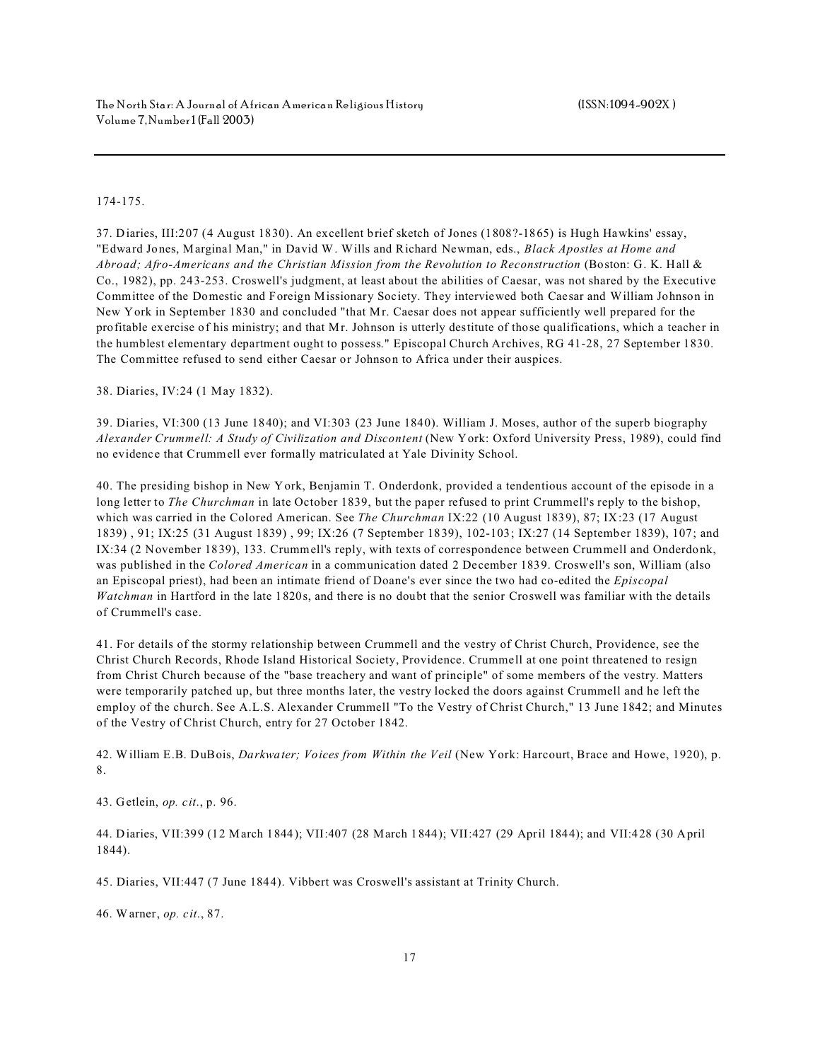174-175.

37. Diaries, III:207 (4 August 1830). An excellent brief sketch of Jones (1808?-1865) is Hugh Hawkins' essay, "Edward Jones, Marginal Man," in David W. Wills and Richard Newman, eds., *Black Apostles at Home and Abroad; Afro-Americans and the Christian Mission from the Revolution to Reconstruction* (Boston: G. K. Hall & Co., 1982), pp. 243-253. Croswell's judgment, at least about the abilities of Caesar, was not shared by the Executive Committee of the Domestic and Foreign Missionary Society. They interviewed both Caesar and William Johnson in New York in September 1830 and concluded "that Mr. Caesar does not appear sufficiently well prepared for the profitable exercise of his ministry; and that Mr. Johnson is utterly destitute of those qualifications, which a teacher in the humblest elementary department ought to possess." Episcopal Church Archives, RG 41-28, 27 September 1830. The Committee refused to send either Caesar or Johnson to Africa under their auspices.

38. Diaries, IV:24 (1 May 1832).

39. Diaries, VI:300 (13 June 1840); and VI:303 (23 June 1840). William J. Moses, author of the superb biography *Alexander Crummell: A Study of Civilization and Discontent* (New York: Oxford University Press, 1989), could find no evidence that Crummell ever formally matriculated at Yale Divinity School.

40. The presiding bishop in New York, Benjamin T. Onderdonk, provided a tendentious account of the episode in a long letter to *The Churchman* in late October 1839, but the paper refused to print Crummell's reply to the bishop, which was carried in the Colored American. See *The Churchman* IX:22 (10 August 1839), 87; IX:23 (17 August 1839) , 91; IX:25 (31 August 1839) , 99; IX:26 (7 September 1839), 102-103; IX:27 (14 September 1839), 107; and IX:34 (2 November 1839), 133. Crummell's reply, with texts of correspondence between Crummell and Onderdonk, was published in the *Colored American* in a communication dated 2 December 1839. Croswell's son, William (also an Episcopal priest), had been an intimate friend of Doane's ever since the two had co-edited the *Episcopal Watchman* in Hartford in the late 1820s, and there is no doubt that the senior Croswell was familiar with the details of Crummell's case.

41. For details of the stormy relationship between Crummell and the vestry of Christ Church, Providence, see the Christ Church Records, Rhode Island Historical Society, Providence. Crummell at one point threatened to resign from Christ Church because of the "base treachery and want of principle" of some members of the vestry. Matters were temporarily patched up, but three months later, the vestry locked the doors against Crummell and he left the employ of the church. See A.L.S. Alexander Crummell "To the Vestry of Christ Church," 13 June 1842; and Minutes of the Vestry of Christ Church, entry for 27 October 1842.

42. William E.B. DuBois, *Darkwater; Voices from Within the Veil* (New York: Harcourt, Brace and Howe, 1920), p. 8.

43. Getlein, *op. cit.*, p. 96.

44. Diaries, VII:399 (12 March 1844); VII:407 (28 March 1844); VII:427 (29 April 1844); and VII:428 (30 April 1844).

45. Diaries, VII:447 (7 June 1844). Vibbert was Croswell's assistant at Trinity Church.

46. Warner, *op. cit.*, 87.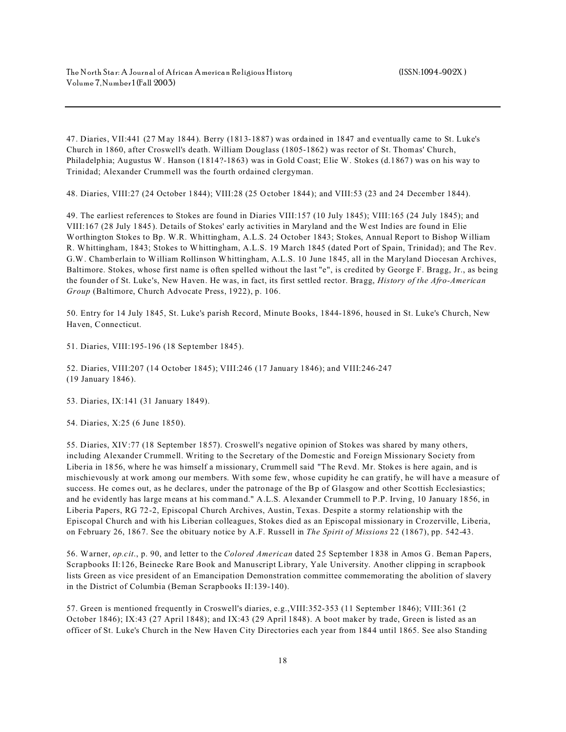47. Diaries, VII:441 (27 May 1844). Berry (1813-1887) was ordained in 1847 and eventually came to St. Luke's Church in 1860, after Croswell's death. William Douglass (1805-1862) was rector of St. Thomas' Church, Philadelphia; Augustus W. Hanson (1814?-1863) was in Gold Coast; Elie W. Stokes (d.1867) was on his way to Trinidad; Alexander Crummell was the fourth ordained clergyman.

48. Diaries, VIII:27 (24 October 1844); VIII:28 (25 October 1844); and VIII:53 (23 and 24 December 1844).

49. The earliest references to Stokes are found in Diaries VIII:157 (10 July 1845); VIII:165 (24 July 1845); and VIII:167 (28 July 1845). Details of Stokes' early activities in Maryland and the West Indies are found in Elie Worthington Stokes to Bp. W.R. Whittingham, A.L.S. 24 October 1843; Stokes, Annual Report to Bishop William R. Whittingham, 1843; Stokes to Whittingham, A.L.S. 19 March 1845 (dated Port of Spain, Trinidad); and The Rev. G.W. Chamberlain to William Rollinson Whittingham, A.L.S. 10 June 1845, all in the Maryland Diocesan Archives, Baltimore. Stokes, whose first name is often spelled without the last "e", is credited by George F. Bragg, Jr., as being the founder of St. Luke's, New Haven. He was, in fact, its first settled rector. Bragg, *History of the Afro-American Group* (Baltimore, Church Advocate Press, 1922), p. 106.

50. Entry for 14 July 1845, St. Luke's parish Record, Minute Books, 1844-1896, housed in St. Luke's Church, New Haven, Connecticut.

51. Diaries, VIII:195-196 (18 September 1845).

52. Diaries, VIII:207 (14 October 1845); VIII:246 (17 January 1846); and VIII:246-247 (19 January 1846).

53. Diaries, IX:141 (31 January 1849).

54. Diaries, X:25 (6 June 1850).

55. Diaries, XIV:77 (18 September 1857). Croswell's negative opinion of Stokes was shared by many others, including Alexander Crummell. Writing to the Secretary of the Domestic and Foreign Missionary Society from Liberia in 1856, where he was himself a missionary, Crummell said "The Revd. Mr. Stokes is here again, and is mischievously at work among our members. With some few, whose cupidity he can gratify, he will have a measure of success. He comes out, as he declares, under the patronage of the Bp of Glasgow and other Scottish Ecclesiastics; and he evidently has large means at his command." A.L.S. Alexander Crummell to P.P. Irving, 10 January 1856, in Liberia Papers, RG 72-2, Episcopal Church Archives, Austin, Texas. Despite a stormy relationship with the Episcopal Church and with his Liberian colleagues, Stokes died as an Episcopal missionary in Crozerville, Liberia, on February 26, 1867. See the obituary notice by A.F. Russell in *The Spirit of Missions* 22 (1867), pp. 542-43.

56. Warner, *op.cit*., p. 90, and letter to the *Colored American* dated 25 September 1838 in Amos G. Beman Papers, Scrapbooks II:126, Beinecke Rare Book and Manuscript Library, Yale University. Another clipping in scrapbook lists Green as vice president of an Emancipation Demonstration committee commemorating the abolition of slavery in the District of Columbia (Beman Scrapbooks II:139-140).

57. Green is mentioned frequently in Croswell's diaries, e.g.,VIII:352-353 (11 September 1846); VIII:361 (2 October 1846); IX:43 (27 April 1848); and IX:43 (29 April 1848). A boot maker by trade, Green is listed as an officer of St. Luke's Church in the New Haven City Directories each year from 1844 until 1865. See also Standing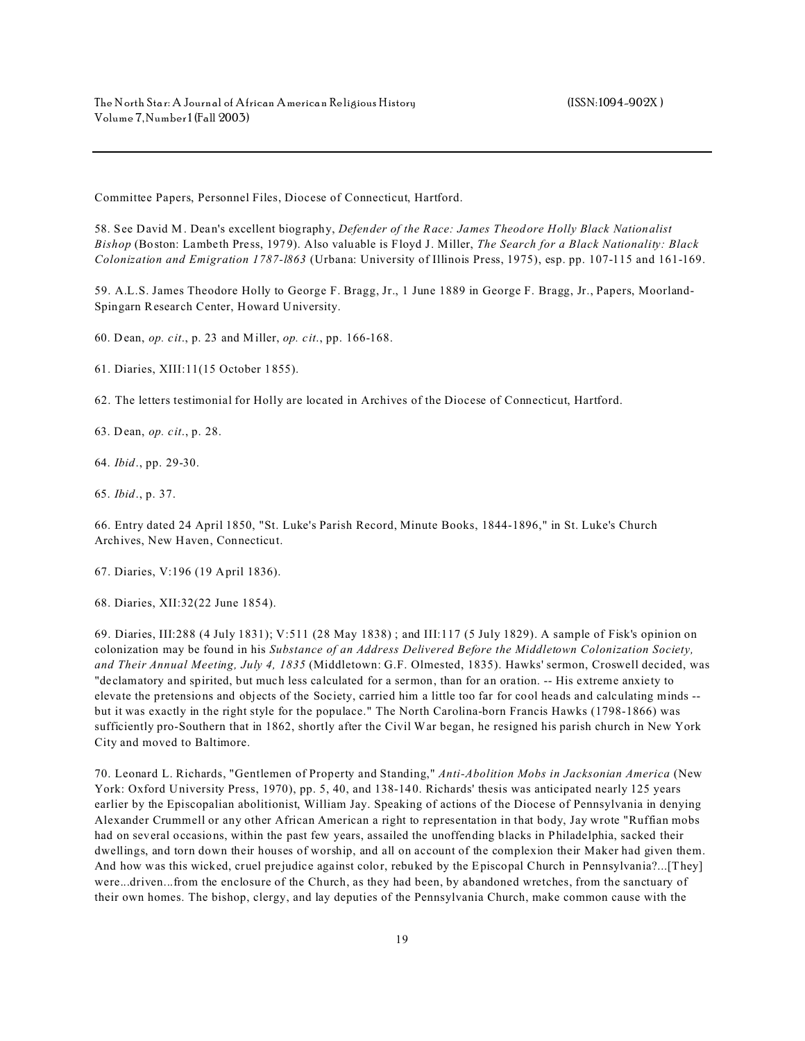Committee Papers, Personnel Files, Diocese of Connecticut, Hartford.

58. See David M. Dean's excellent biography, *Defender of the Race: James Theodore Holly Black Nationalist Bishop* (Boston: Lambeth Press, 1979). Also valuable is Floyd J. Miller, *The Search for a Black Nationality: Black Colonization and Emigration 1787-l863* (Urbana: University of Illinois Press, 1975), esp. pp. 107-115 and 161-169.

59. A.L.S. James Theodore Holly to George F. Bragg, Jr., 1 June 1889 in George F. Bragg, Jr., Papers, Moorland-Spingarn Research Center, Howard University.

60. Dean, *op. cit*., p. 23 and Miller, *op. cit*., pp. 166-168.

61. Diaries, XIII:11(15 October 1855).

62. The letters testimonial for Holly are located in Archives of the Diocese of Connecticut, Hartford.

63. Dean, *op. cit*., p. 28.

64. *Ibid*., pp. 29-30.

65. *Ibid*., p. 37.

66. Entry dated 24 April 1850, "St. Luke's Parish Record, Minute Books, 1844-1896," in St. Luke's Church Archives, New Haven, Connecticut.

67. Diaries, V:196 (19 April 1836).

68. Diaries, XII:32(22 June 1854).

69. Diaries, III:288 (4 July 1831); V:511 (28 May 1838) ; and III:117 (5 July 1829). A sample of Fisk's opinion on colonization may be found in his *Substance of an Address Delivered Before the Middletown Colonization Society, and Their Annual Meeting, July 4, 1835* (Middletown: G.F. Olmested, 1835). Hawks' sermon, Croswell decided, was "declamatory and spirited, but much less calculated for a sermon, than for an oration. -- His extreme anxiety to elevate the pretensions and objects of the Society, carried him a little too far for cool heads and calculating minds -- but it was exactly in the right style for the populace." The North Carolina-born Francis Hawks (1798-1866) was sufficiently pro-Southern that in 1862, shortly after the Civil War began, he resigned his parish church in New York City and moved to Baltimore.

70. Leonard L. Richards, "Gentlemen of Property and Standing," *Anti-Abolition Mobs in Jacksonian America* (New York: Oxford University Press, 1970), pp. 5, 40, and 138-140. Richards' thesis was anticipated nearly 125 years earlier by the Episcopalian abolitionist, William Jay. Speaking of actions of the Diocese of Pennsylvania in denying Alexander Crummell or any other African American a right to representation in that body, Jay wrote "Ruffian mobs had on several occasions, within the past few years, assailed the unoffending blacks in Philadelphia, sacked their dwellings, and torn down their houses of worship, and all on account of the complexion their Maker had given them. And how was this wicked, cruel prejudice against color, rebuked by the Episcopal Church in Pennsylvania?...[They] were...driven...from the enclosure of the Church, as they had been, by abandoned wretches, from the sanctuary of their own homes. The bishop, clergy, and lay deputies of the Pennsylvania Church, make common cause with the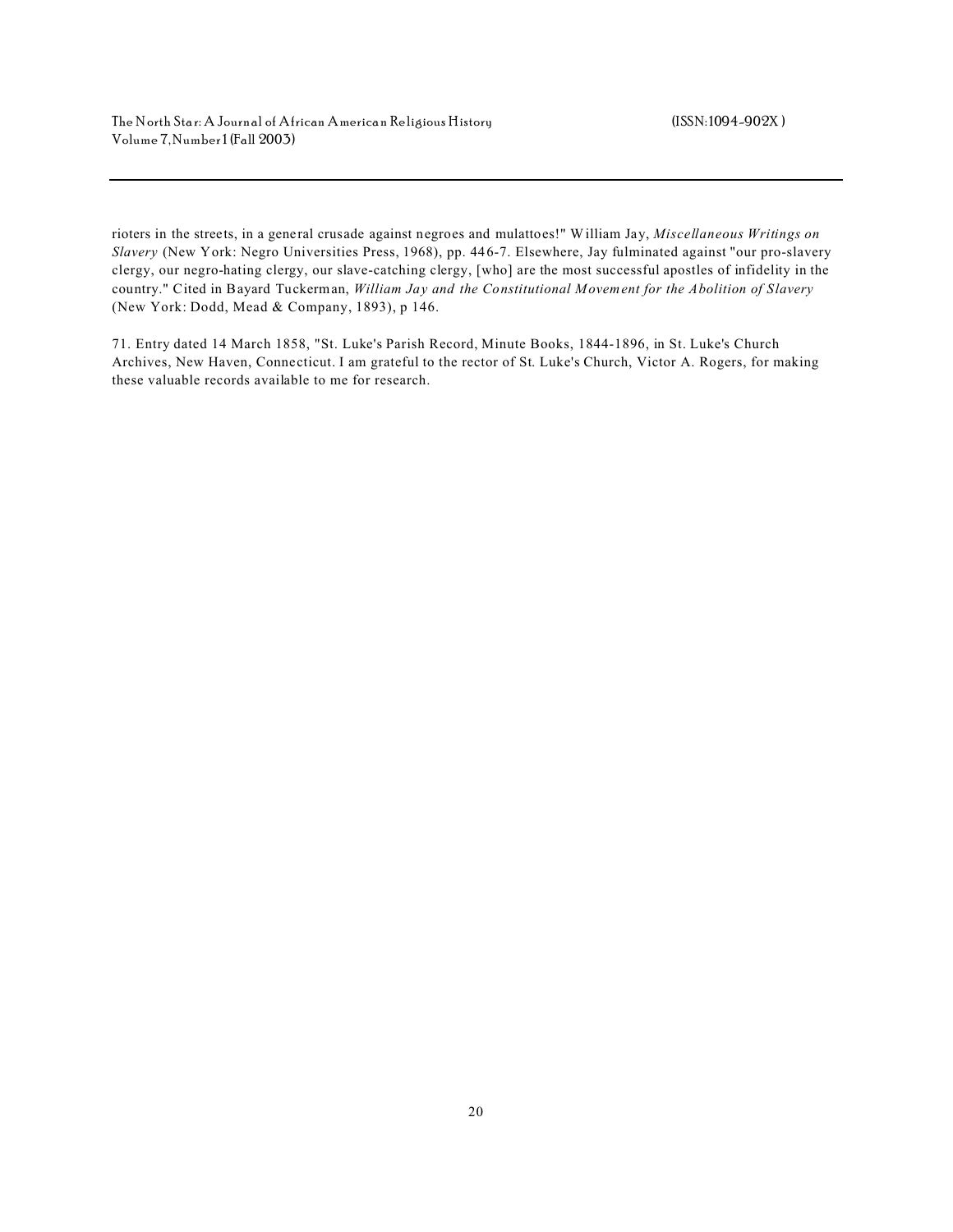rioters in the streets, in a general crusade against negroes and mulattoes!" William Jay, *Miscellaneous Writings on Slavery* (New York: Negro Universities Press, 1968), pp. 446-7. Elsewhere, Jay fulminated against "our pro-slavery clergy, our negro-hating clergy, our slave-catching clergy, [who] are the most successful apostles of infidelity in the country." Cited in Bayard Tuckerman, *William Jay and the Constitutional Movement for the Abolition of Slavery* (New York: Dodd, Mead & Company, 1893), p 146.

71. Entry dated 14 March 1858, "St. Luke's Parish Record, Minute Books, 1844-1896, in St. Luke's Church Archives, New Haven, Connecticut. I am grateful to the rector of St. Luke's Church, Victor A. Rogers, for making these valuable records available to me for research.